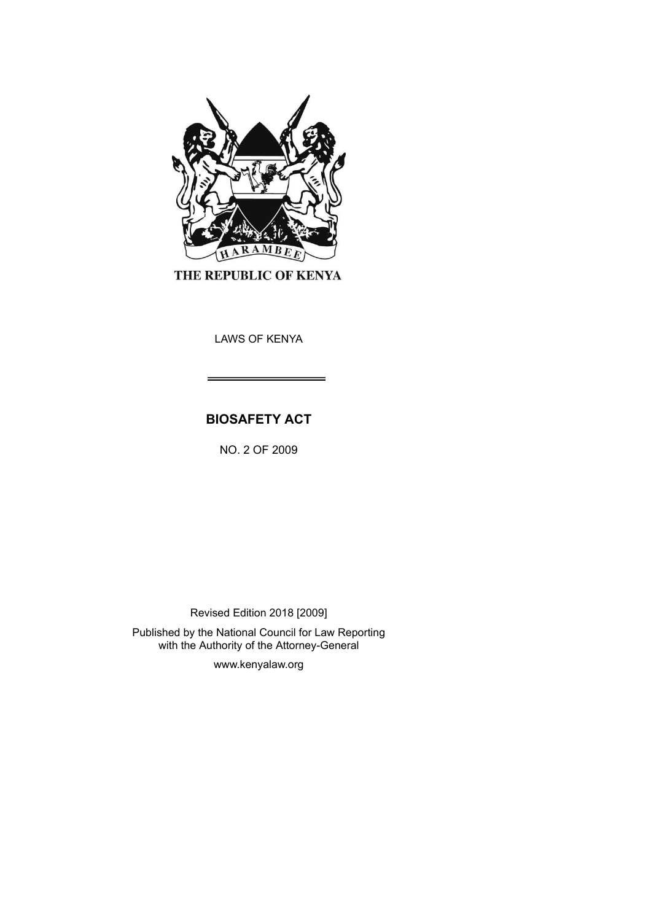THE REPUBLIC OF KENYA

LAWS OF KENYA

# BIOSAFETY ACT

NO. 2 OF 2009

Revised Edition 2018 [2009]

Published by the National Council for Law Reporting
with the Authority of the Attorney-General

www.kenyalaw.org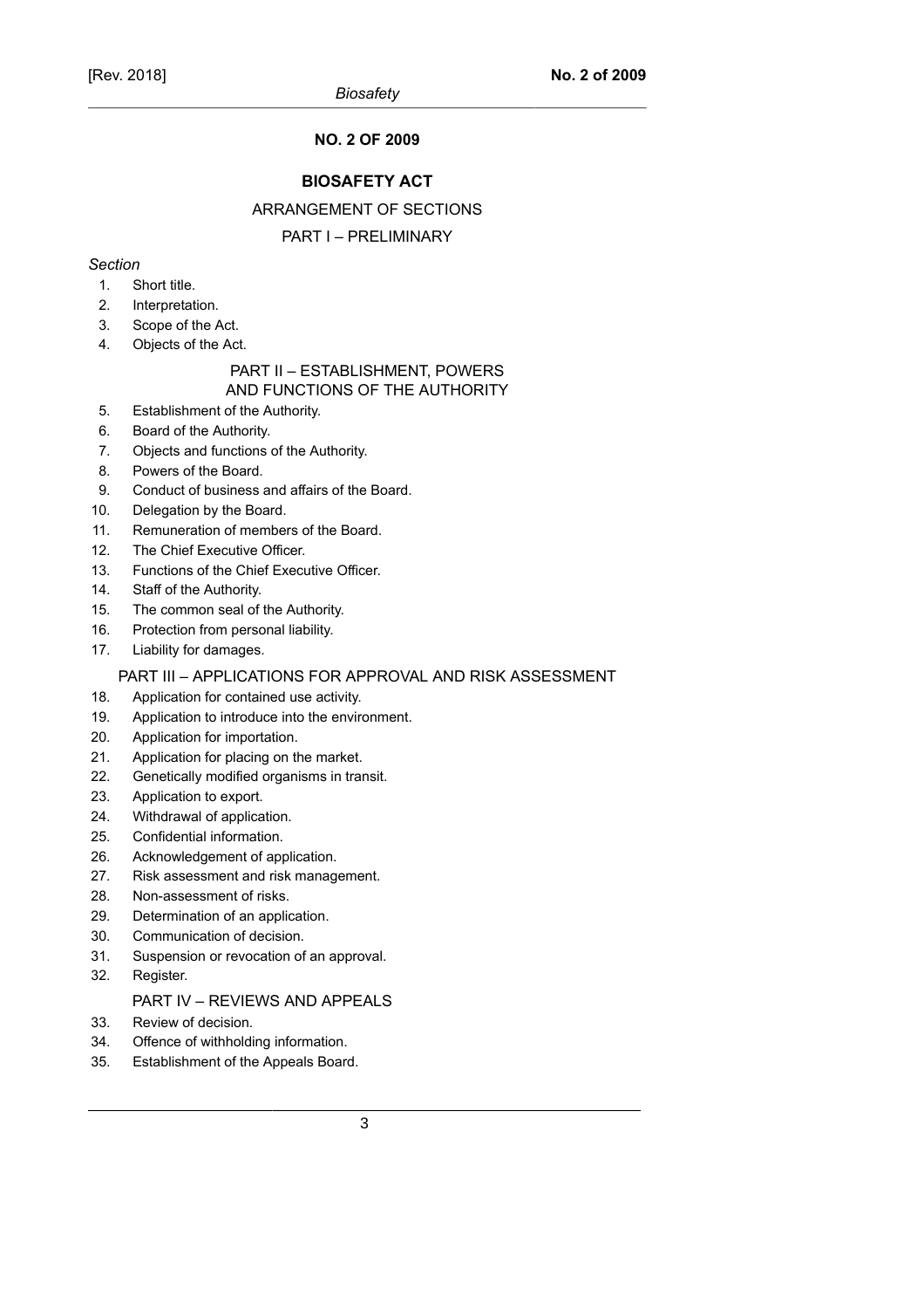# NO. 2 OF 2009

## BIOSAFETY ACT

### ARRANGEMENT OF SECTIONS

### PART I – PRELIMINARY

*Section*

1. Short title.
2. Interpretation.
3. Scope of the Act.
4. Objects of the Act.

### PART II – ESTABLISHMENT, POWERS AND FUNCTIONS OF THE AUTHORITY

5. Establishment of the Authority.
6. Board of the Authority.
7. Objects and functions of the Authority.
8. Powers of the Board.
9. Conduct of business and affairs of the Board.
10. Delegation by the Board.
11. Remuneration of members of the Board.
12. The Chief Executive Officer.
13. Functions of the Chief Executive Officer.
14. Staff of the Authority.
15. The common seal of the Authority.
16. Protection from personal liability.
17. Liability for damages.

### PART III – APPLICATIONS FOR APPROVAL AND RISK ASSESSMENT

18. Application for contained use activity.
19. Application to introduce into the environment.
20. Application for importation.
21. Application for placing on the market.
22. Genetically modified organisms in transit.
23. Application to export.
24. Withdrawal of application.
25. Confidential information.
26. Acknowledgement of application.
27. Risk assessment and risk management.
28. Non-assessment of risks.
29. Determination of an application.
30. Communication of decision.
31. Suspension or revocation of an approval.
32. Register.

### PART IV – REVIEWS AND APPEALS

33. Review of decision.
34. Offence of withholding information.
35. Establishment of the Appeals Board.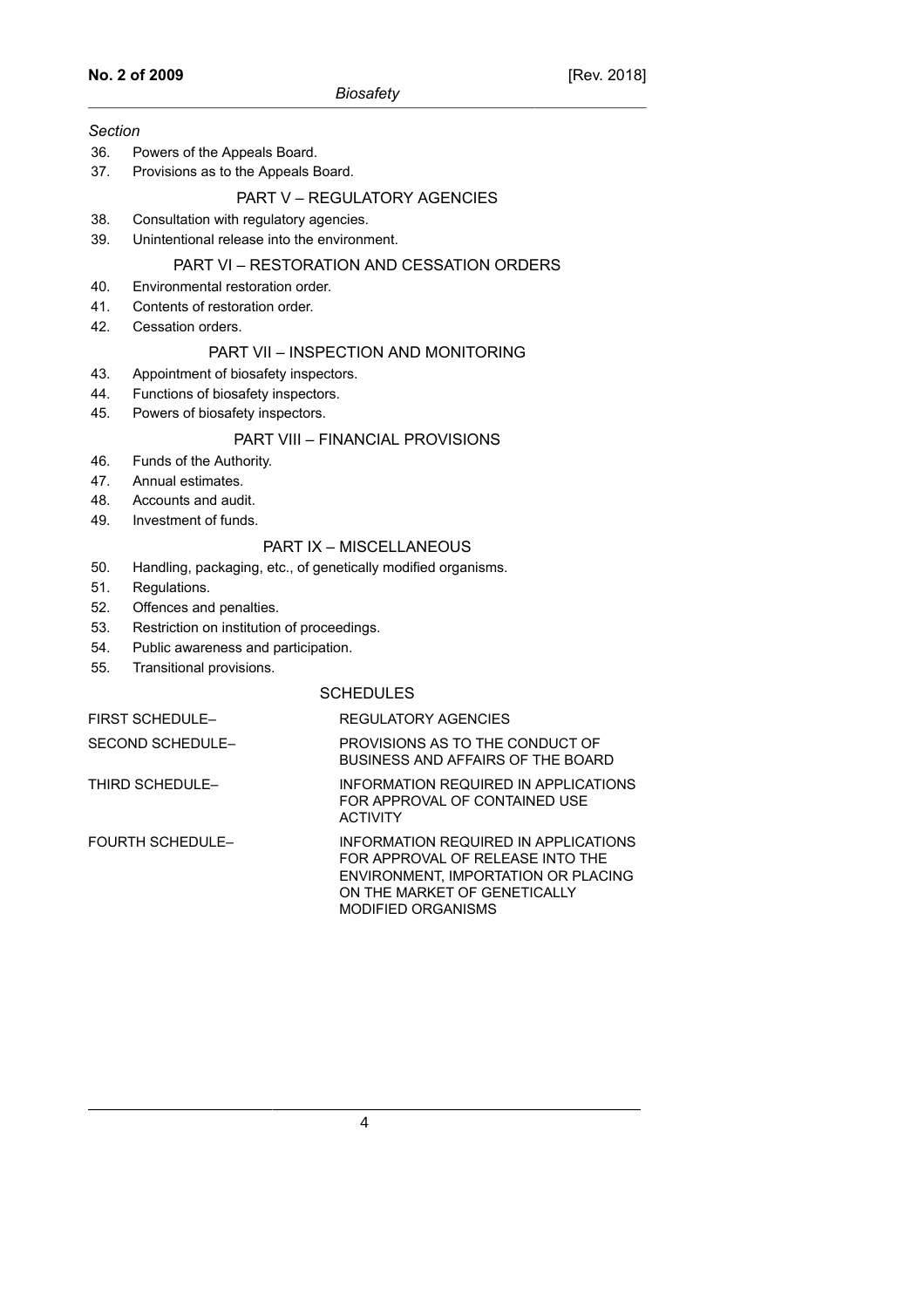*Section*

36. Powers of the Appeals Board.
37. Provisions as to the Appeals Board.

## PART V – REGULATORY AGENCIES

38. Consultation with regulatory agencies.
39. Unintentional release into the environment.

## PART VI – RESTORATION AND CESSATION ORDERS

40. Environmental restoration order.
41. Contents of restoration order.
42. Cessation orders.

## PART VII – INSPECTION AND MONITORING

43. Appointment of biosafety inspectors.
44. Functions of biosafety inspectors.
45. Powers of biosafety inspectors.

## PART VIII – FINANCIAL PROVISIONS

46. Funds of the Authority.
47. Annual estimates.
48. Accounts and audit.
49. Investment of funds.

## PART IX – MISCELLANEOUS

50. Handling, packaging, etc., of genetically modified organisms.
51. Regulations.
52. Offences and penalties.
53. Restriction on institution of proceedings.
54. Public awareness and participation.
55. Transitional provisions.

## SCHEDULES

| | |
|---|---|
| FIRST SCHEDULE– | REGULATORY AGENCIES |
| SECOND SCHEDULE– | PROVISIONS AS TO THE CONDUCT OF BUSINESS AND AFFAIRS OF THE BOARD |
| THIRD SCHEDULE– | INFORMATION REQUIRED IN APPLICATIONS FOR APPROVAL OF CONTAINED USE ACTIVITY |
| FOURTH SCHEDULE– | INFORMATION REQUIRED IN APPLICATIONS FOR APPROVAL OF RELEASE INTO THE ENVIRONMENT, IMPORTATION OR PLACING ON THE MARKET OF GENETICALLY MODIFIED ORGANISMS |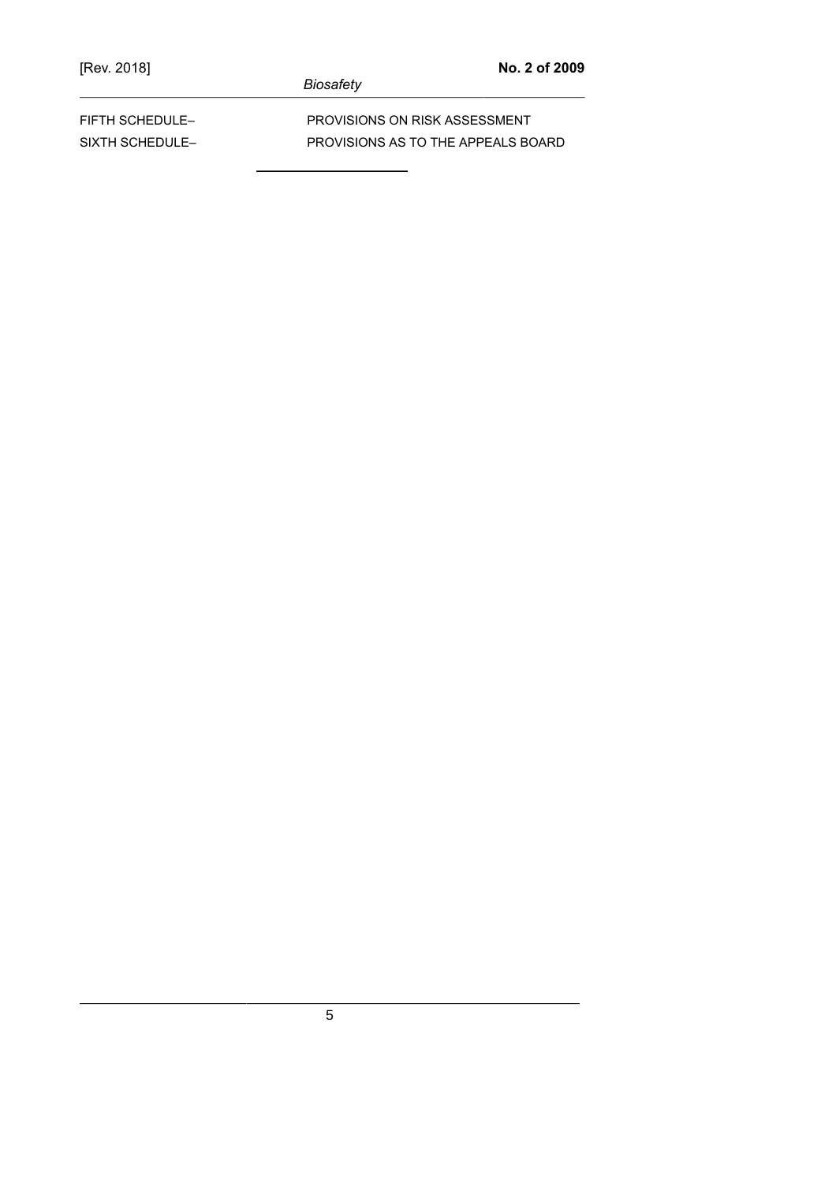FIFTH SCHEDULE– PROVISIONS ON RISK ASSESSMENT

SIXTH SCHEDULE– PROVISIONS AS TO THE APPEALS BOARD

---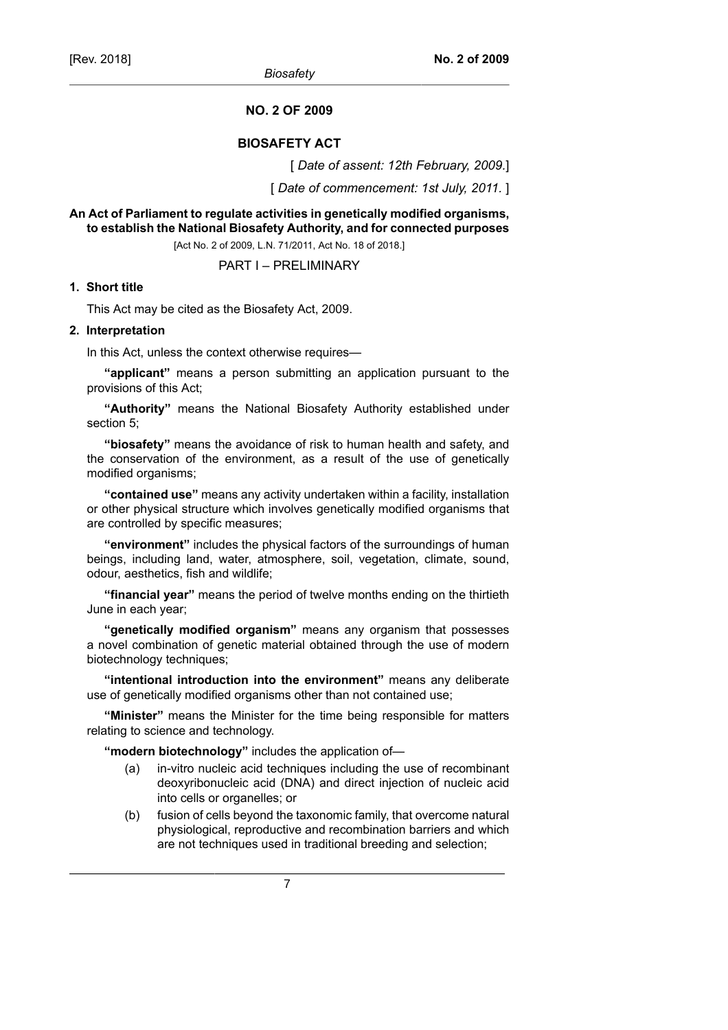# NO. 2 OF 2009

## BIOSAFETY ACT

[ *Date of assent: 12th February, 2009*.]

[ *Date of commencement: 1st July, 2011.* ]

**An Act of Parliament to regulate activities in genetically modified organisms, to establish the National Biosafety Authority, and for connected purposes**

[Act No. 2 of 2009, L.N. 71/2011, Act No. 18 of 2018.]

PART I – PRELIMINARY

**1. Short title**

This Act may be cited as the Biosafety Act, 2009.

**2. Interpretation**

In this Act, unless the context otherwise requires—

**"applicant"** means a person submitting an application pursuant to the provisions of this Act;

**"Authority"** means the National Biosafety Authority established under section 5;

**"biosafety"** means the avoidance of risk to human health and safety, and the conservation of the environment, as a result of the use of genetically modified organisms;

**"contained use"** means any activity undertaken within a facility, installation or other physical structure which involves genetically modified organisms that are controlled by specific measures;

**"environment"** includes the physical factors of the surroundings of human beings, including land, water, atmosphere, soil, vegetation, climate, sound, odour, aesthetics, fish and wildlife;

**"financial year"** means the period of twelve months ending on the thirtieth June in each year;

**"genetically modified organism"** means any organism that possesses a novel combination of genetic material obtained through the use of modern biotechnology techniques;

**"intentional introduction into the environment"** means any deliberate use of genetically modified organisms other than not contained use;

**"Minister"** means the Minister for the time being responsible for matters relating to science and technology.

**"modern biotechnology"** includes the application of—

(a) in-vitro nucleic acid techniques including the use of recombinant deoxyribonucleic acid (DNA) and direct injection of nucleic acid into cells or organelles; or

(b) fusion of cells beyond the taxonomic family, that overcome natural physiological, reproductive and recombination barriers and which are not techniques used in traditional breeding and selection;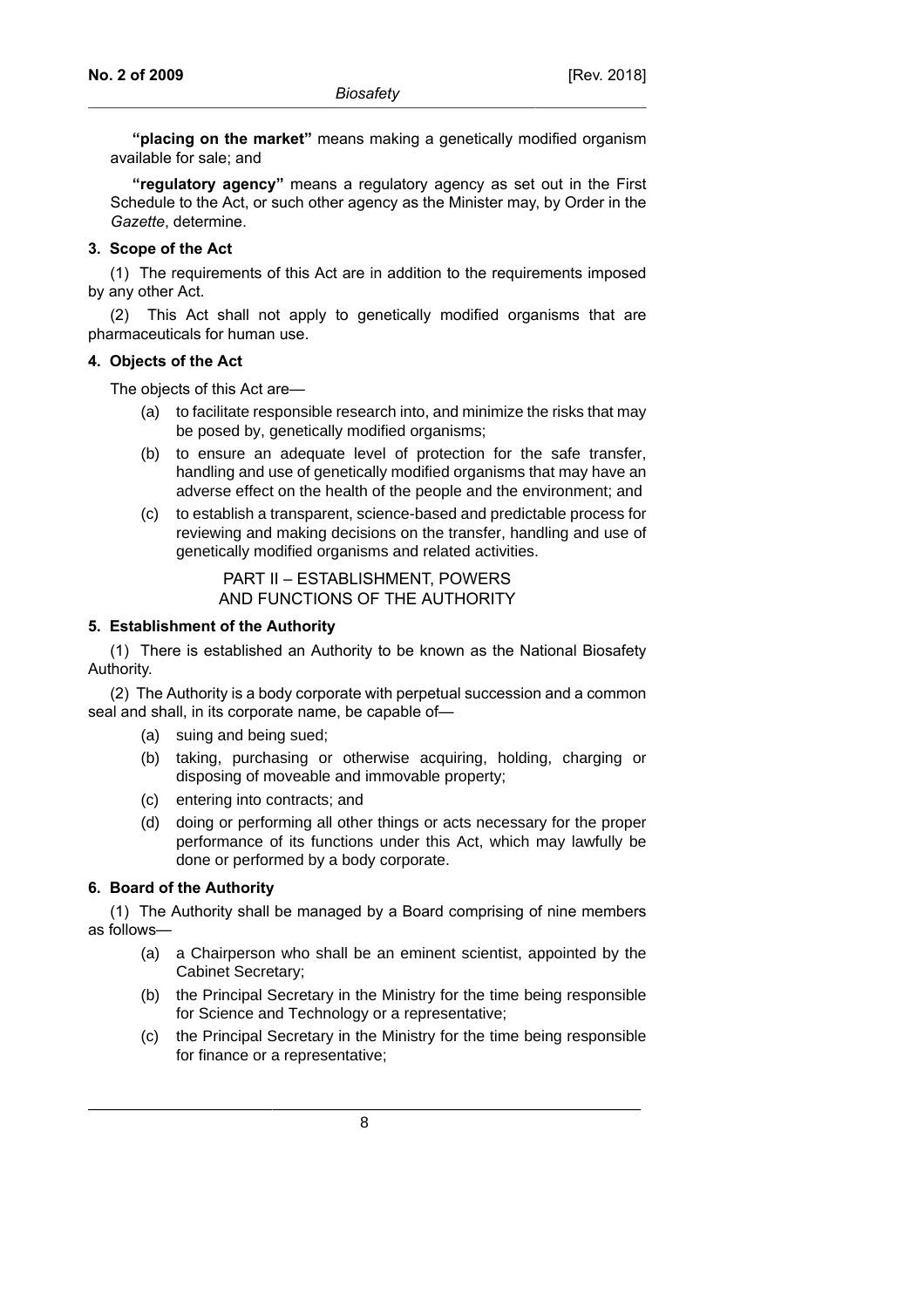**"placing on the market"** means making a genetically modified organism available for sale; and

**"regulatory agency"** means a regulatory agency as set out in the First Schedule to the Act, or such other agency as the Minister may, by Order in the *Gazette*, determine.

### 3. Scope of the Act

(1) The requirements of this Act are in addition to the requirements imposed by any other Act.

(2) This Act shall not apply to genetically modified organisms that are pharmaceuticals for human use.

### 4. Objects of the Act

The objects of this Act are—

- (a) to facilitate responsible research into, and minimize the risks that may be posed by, genetically modified organisms;
- (b) to ensure an adequate level of protection for the safe transfer, handling and use of genetically modified organisms that may have an adverse effect on the health of the people and the environment; and
- (c) to establish a transparent, science-based and predictable process for reviewing and making decisions on the transfer, handling and use of genetically modified organisms and related activities.

## PART II – ESTABLISHMENT, POWERS AND FUNCTIONS OF THE AUTHORITY

### 5. Establishment of the Authority

(1) There is established an Authority to be known as the National Biosafety Authority.

(2) The Authority is a body corporate with perpetual succession and a common seal and shall, in its corporate name, be capable of—

- (a) suing and being sued;
- (b) taking, purchasing or otherwise acquiring, holding, charging or disposing of moveable and immovable property;
- (c) entering into contracts; and
- (d) doing or performing all other things or acts necessary for the proper performance of its functions under this Act, which may lawfully be done or performed by a body corporate.

### 6. Board of the Authority

(1) The Authority shall be managed by a Board comprising of nine members as follows—

- (a) a Chairperson who shall be an eminent scientist, appointed by the Cabinet Secretary;
- (b) the Principal Secretary in the Ministry for the time being responsible for Science and Technology or a representative;
- (c) the Principal Secretary in the Ministry for the time being responsible for finance or a representative;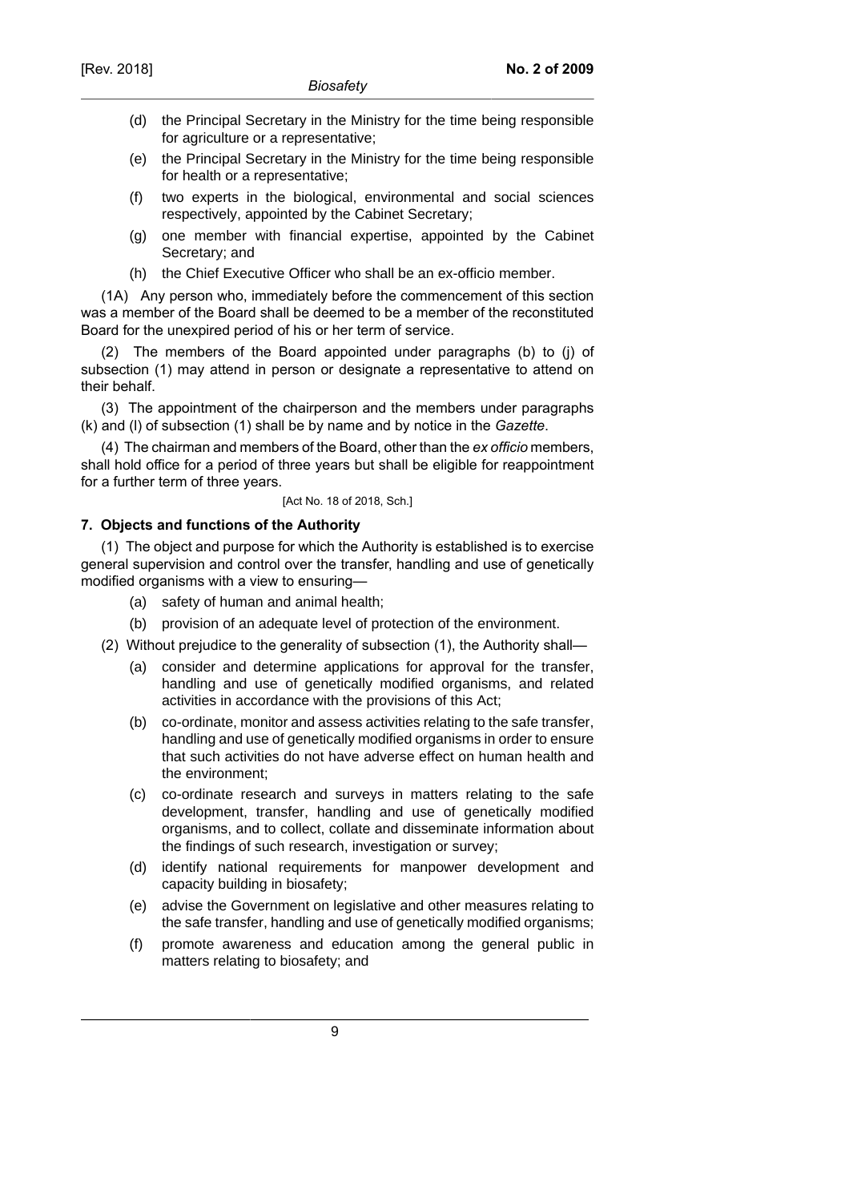(d) the Principal Secretary in the Ministry for the time being responsible for agriculture or a representative;

(e) the Principal Secretary in the Ministry for the time being responsible for health or a representative;

(f) two experts in the biological, environmental and social sciences respectively, appointed by the Cabinet Secretary;

(g) one member with financial expertise, appointed by the Cabinet Secretary; and

(h) the Chief Executive Officer who shall be an ex-officio member.

(1A) Any person who, immediately before the commencement of this section was a member of the Board shall be deemed to be a member of the reconstituted Board for the unexpired period of his or her term of service.

(2) The members of the Board appointed under paragraphs (b) to (j) of subsection (1) may attend in person or designate a representative to attend on their behalf.

(3) The appointment of the chairperson and the members under paragraphs (k) and (l) of subsection (1) shall be by name and by notice in the *Gazette*.

(4) The chairman and members of the Board, other than the *ex officio* members, shall hold office for a period of three years but shall be eligible for reappointment for a further term of three years.

[Act No. 18 of 2018, Sch.]

### 7. Objects and functions of the Authority

(1) The object and purpose for which the Authority is established is to exercise general supervision and control over the transfer, handling and use of genetically modified organisms with a view to ensuring—

(a) safety of human and animal health;

(b) provision of an adequate level of protection of the environment.

(2) Without prejudice to the generality of subsection (1), the Authority shall—

(a) consider and determine applications for approval for the transfer, handling and use of genetically modified organisms, and related activities in accordance with the provisions of this Act;

(b) co-ordinate, monitor and assess activities relating to the safe transfer, handling and use of genetically modified organisms in order to ensure that such activities do not have adverse effect on human health and the environment;

(c) co-ordinate research and surveys in matters relating to the safe development, transfer, handling and use of genetically modified organisms, and to collect, collate and disseminate information about the findings of such research, investigation or survey;

(d) identify national requirements for manpower development and capacity building in biosafety;

(e) advise the Government on legislative and other measures relating to the safe transfer, handling and use of genetically modified organisms;

(f) promote awareness and education among the general public in matters relating to biosafety; and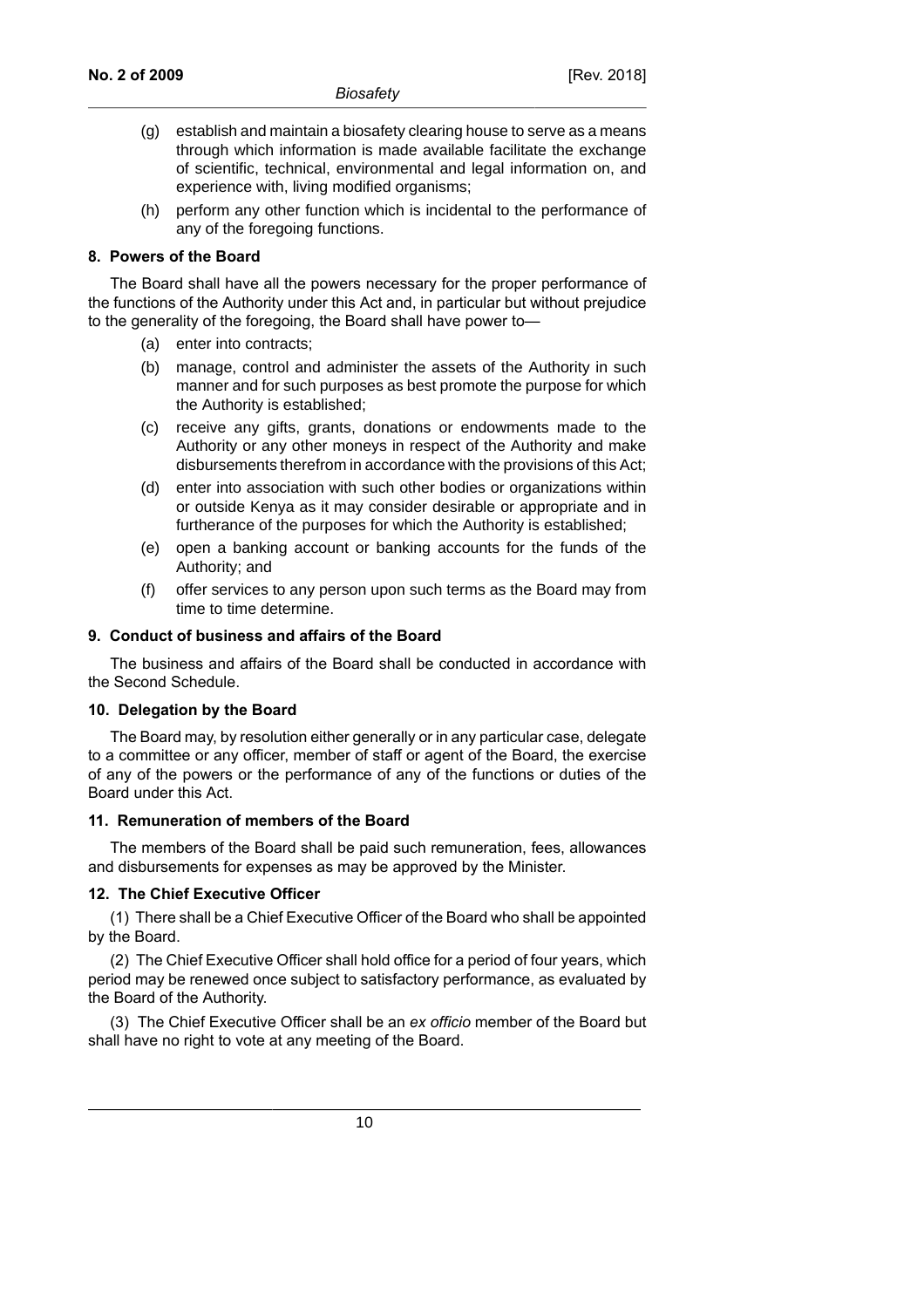(g) establish and maintain a biosafety clearing house to serve as a means through which information is made available facilitate the exchange of scientific, technical, environmental and legal information on, and experience with, living modified organisms;

(h) perform any other function which is incidental to the performance of any of the foregoing functions.

**8. Powers of the Board**

The Board shall have all the powers necessary for the proper performance of the functions of the Authority under this Act and, in particular but without prejudice to the generality of the foregoing, the Board shall have power to—

(a) enter into contracts;

(b) manage, control and administer the assets of the Authority in such manner and for such purposes as best promote the purpose for which the Authority is established;

(c) receive any gifts, grants, donations or endowments made to the Authority or any other moneys in respect of the Authority and make disbursements therefrom in accordance with the provisions of this Act;

(d) enter into association with such other bodies or organizations within or outside Kenya as it may consider desirable or appropriate and in furtherance of the purposes for which the Authority is established;

(e) open a banking account or banking accounts for the funds of the Authority; and

(f) offer services to any person upon such terms as the Board may from time to time determine.

**9. Conduct of business and affairs of the Board**

The business and affairs of the Board shall be conducted in accordance with the Second Schedule.

**10. Delegation by the Board**

The Board may, by resolution either generally or in any particular case, delegate to a committee or any officer, member of staff or agent of the Board, the exercise of any of the powers or the performance of any of the functions or duties of the Board under this Act.

**11. Remuneration of members of the Board**

The members of the Board shall be paid such remuneration, fees, allowances and disbursements for expenses as may be approved by the Minister.

**12. The Chief Executive Officer**

(1) There shall be a Chief Executive Officer of the Board who shall be appointed by the Board.

(2) The Chief Executive Officer shall hold office for a period of four years, which period may be renewed once subject to satisfactory performance, as evaluated by the Board of the Authority.

(3) The Chief Executive Officer shall be an *ex officio* member of the Board but shall have no right to vote at any meeting of the Board.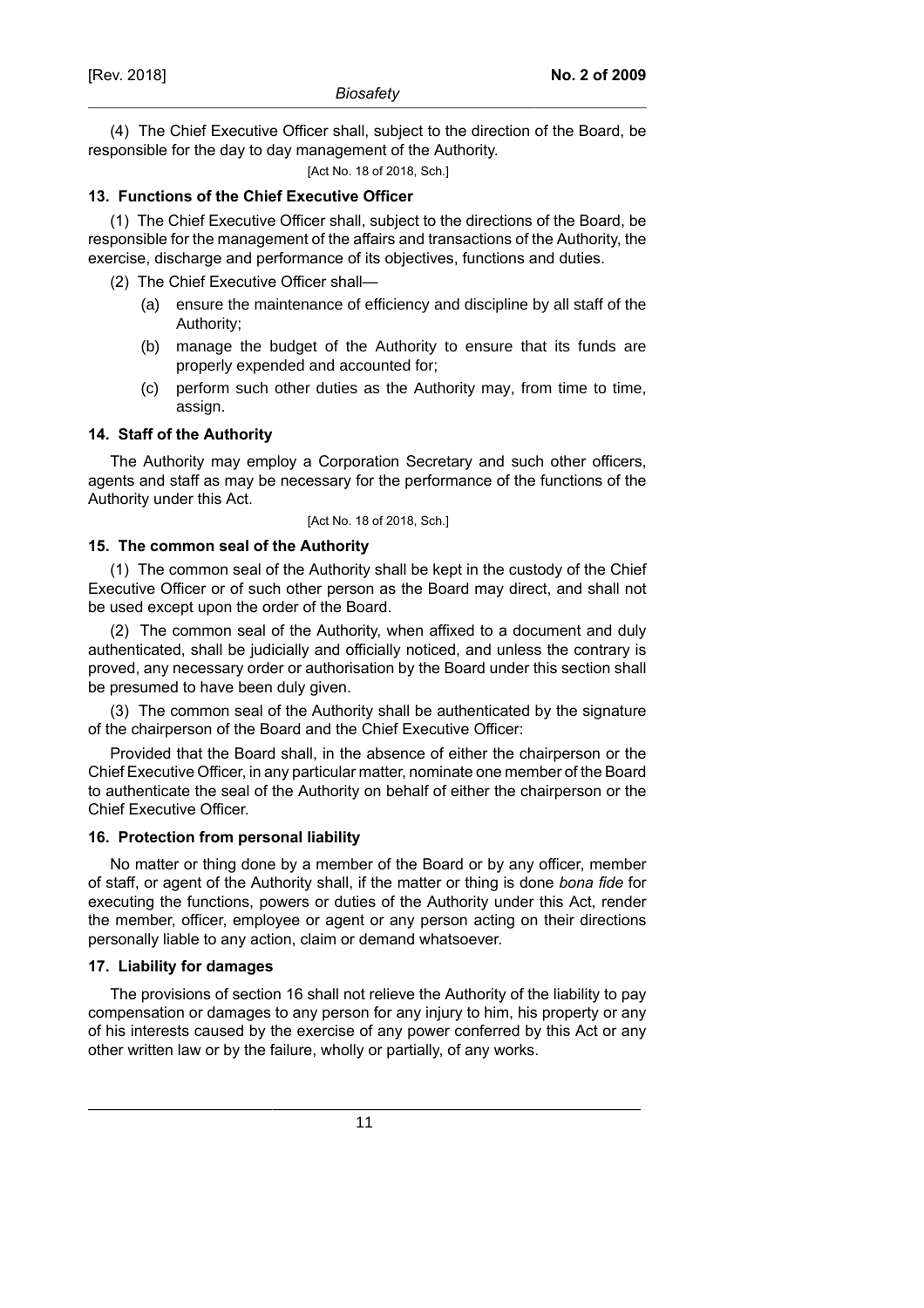(4) The Chief Executive Officer shall, subject to the direction of the Board, be responsible for the day to day management of the Authority.

[Act No. 18 of 2018, Sch.]

### 13. Functions of the Chief Executive Officer

(1) The Chief Executive Officer shall, subject to the directions of the Board, be responsible for the management of the affairs and transactions of the Authority, the exercise, discharge and performance of its objectives, functions and duties.

(2) The Chief Executive Officer shall—

(a) ensure the maintenance of efficiency and discipline by all staff of the Authority;

(b) manage the budget of the Authority to ensure that its funds are properly expended and accounted for;

(c) perform such other duties as the Authority may, from time to time, assign.

### 14. Staff of the Authority

The Authority may employ a Corporation Secretary and such other officers, agents and staff as may be necessary for the performance of the functions of the Authority under this Act.

[Act No. 18 of 2018, Sch.]

### 15. The common seal of the Authority

(1) The common seal of the Authority shall be kept in the custody of the Chief Executive Officer or of such other person as the Board may direct, and shall not be used except upon the order of the Board.

(2) The common seal of the Authority, when affixed to a document and duly authenticated, shall be judicially and officially noticed, and unless the contrary is proved, any necessary order or authorisation by the Board under this section shall be presumed to have been duly given.

(3) The common seal of the Authority shall be authenticated by the signature of the chairperson of the Board and the Chief Executive Officer:

Provided that the Board shall, in the absence of either the chairperson or the Chief Executive Officer, in any particular matter, nominate one member of the Board to authenticate the seal of the Authority on behalf of either the chairperson or the Chief Executive Officer.

### 16. Protection from personal liability

No matter or thing done by a member of the Board or by any officer, member of staff, or agent of the Authority shall, if the matter or thing is done *bona fide* for executing the functions, powers or duties of the Authority under this Act, render the member, officer, employee or agent or any person acting on their directions personally liable to any action, claim or demand whatsoever.

### 17. Liability for damages

The provisions of section 16 shall not relieve the Authority of the liability to pay compensation or damages to any person for any injury to him, his property or any of his interests caused by the exercise of any power conferred by this Act or any other written law or by the failure, wholly or partially, of any works.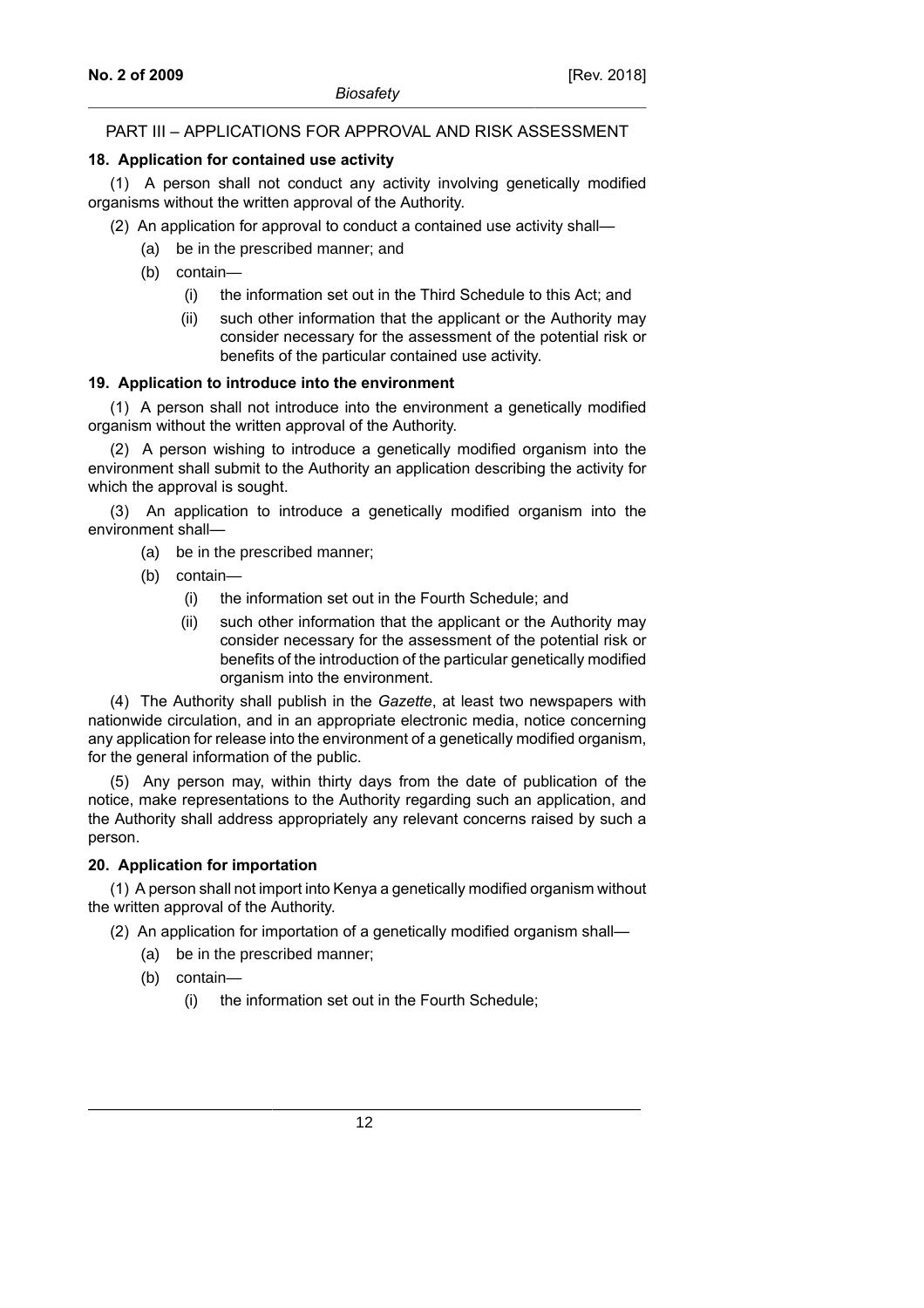## PART III – APPLICATIONS FOR APPROVAL AND RISK ASSESSMENT

### 18. Application for contained use activity

(1) A person shall not conduct any activity involving genetically modified organisms without the written approval of the Authority.

(2) An application for approval to conduct a contained use activity shall—

- (a) be in the prescribed manner; and
- (b) contain—
  - (i) the information set out in the Third Schedule to this Act; and
  - (ii) such other information that the applicant or the Authority may consider necessary for the assessment of the potential risk or benefits of the particular contained use activity.

### 19. Application to introduce into the environment

(1) A person shall not introduce into the environment a genetically modified organism without the written approval of the Authority.

(2) A person wishing to introduce a genetically modified organism into the environment shall submit to the Authority an application describing the activity for which the approval is sought.

(3) An application to introduce a genetically modified organism into the environment shall—

- (a) be in the prescribed manner;
- (b) contain—
  - (i) the information set out in the Fourth Schedule; and
  - (ii) such other information that the applicant or the Authority may consider necessary for the assessment of the potential risk or benefits of the introduction of the particular genetically modified organism into the environment.

(4) The Authority shall publish in the *Gazette*, at least two newspapers with nationwide circulation, and in an appropriate electronic media, notice concerning any application for release into the environment of a genetically modified organism, for the general information of the public.

(5) Any person may, within thirty days from the date of publication of the notice, make representations to the Authority regarding such an application, and the Authority shall address appropriately any relevant concerns raised by such a person.

### 20. Application for importation

(1) A person shall not import into Kenya a genetically modified organism without the written approval of the Authority.

(2) An application for importation of a genetically modified organism shall—

- (a) be in the prescribed manner;
- (b) contain—
  - (i) the information set out in the Fourth Schedule;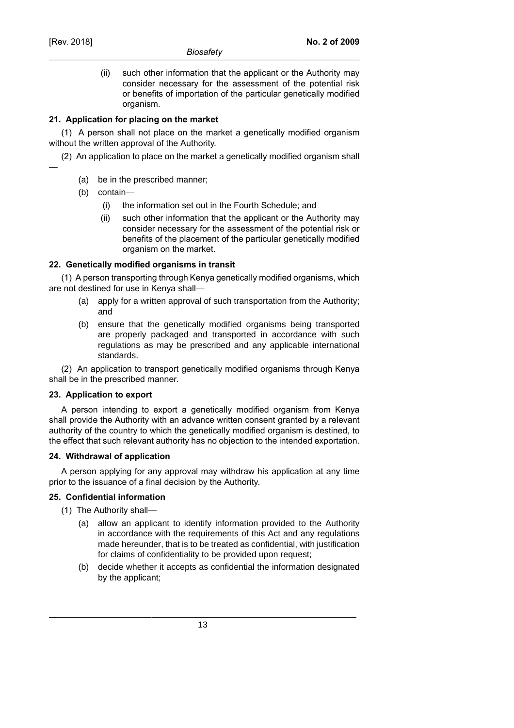(ii) such other information that the applicant or the Authority may consider necessary for the assessment of the potential risk or benefits of importation of the particular genetically modified organism.

**21. Application for placing on the market**

(1) A person shall not place on the market a genetically modified organism without the written approval of the Authority.

(2) An application to place on the market a genetically modified organism shall —

(a) be in the prescribed manner;

(b) contain—

(i) the information set out in the Fourth Schedule; and

(ii) such other information that the applicant or the Authority may consider necessary for the assessment of the potential risk or benefits of the placement of the particular genetically modified organism on the market.

**22. Genetically modified organisms in transit**

(1) A person transporting through Kenya genetically modified organisms, which are not destined for use in Kenya shall—

(a) apply for a written approval of such transportation from the Authority; and

(b) ensure that the genetically modified organisms being transported are properly packaged and transported in accordance with such regulations as may be prescribed and any applicable international standards.

(2) An application to transport genetically modified organisms through Kenya shall be in the prescribed manner.

**23. Application to export**

A person intending to export a genetically modified organism from Kenya shall provide the Authority with an advance written consent granted by a relevant authority of the country to which the genetically modified organism is destined, to the effect that such relevant authority has no objection to the intended exportation.

**24. Withdrawal of application**

A person applying for any approval may withdraw his application at any time prior to the issuance of a final decision by the Authority.

**25. Confidential information**

(1) The Authority shall—

(a) allow an applicant to identify information provided to the Authority in accordance with the requirements of this Act and any regulations made hereunder, that is to be treated as confidential, with justification for claims of confidentiality to be provided upon request;

(b) decide whether it accepts as confidential the information designated by the applicant;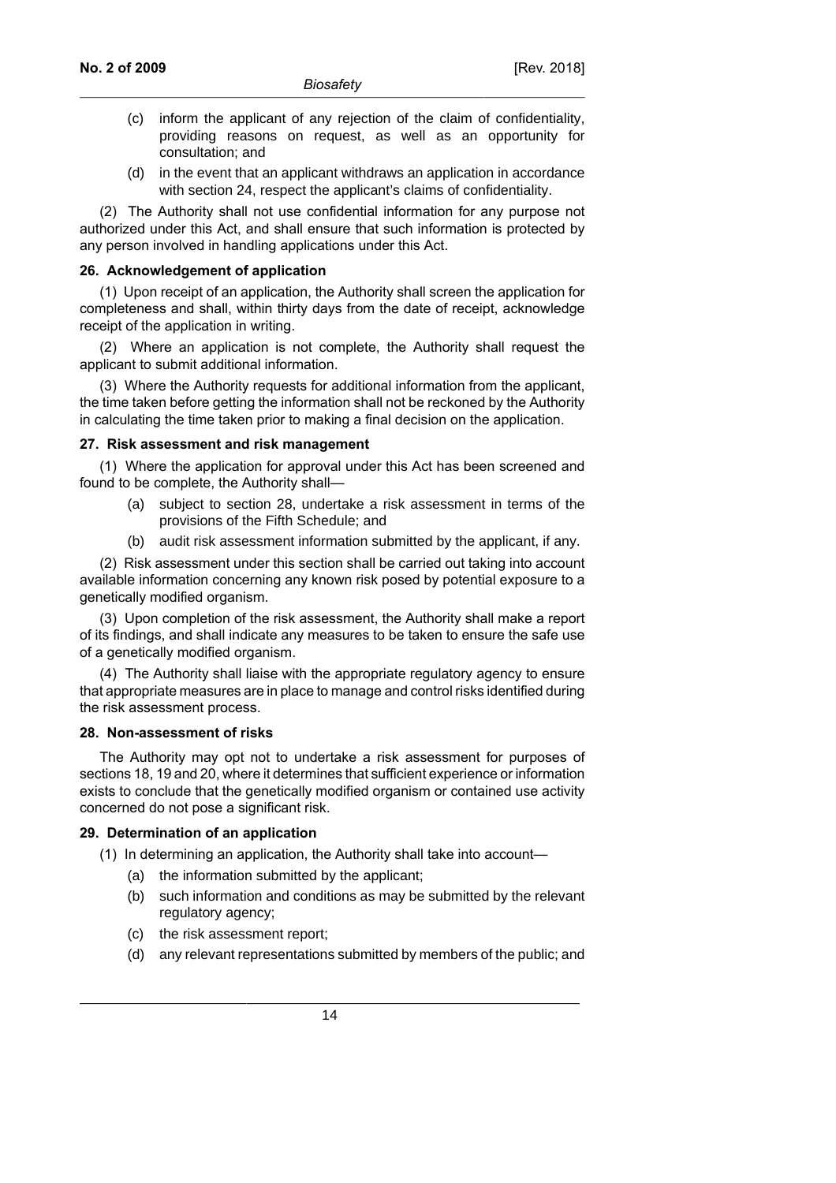(c) inform the applicant of any rejection of the claim of confidentiality, providing reasons on request, as well as an opportunity for consultation; and

(d) in the event that an applicant withdraws an application in accordance with section 24, respect the applicant's claims of confidentiality.

(2) The Authority shall not use confidential information for any purpose not authorized under this Act, and shall ensure that such information is protected by any person involved in handling applications under this Act.

**26. Acknowledgement of application**

(1) Upon receipt of an application, the Authority shall screen the application for completeness and shall, within thirty days from the date of receipt, acknowledge receipt of the application in writing.

(2) Where an application is not complete, the Authority shall request the applicant to submit additional information.

(3) Where the Authority requests for additional information from the applicant, the time taken before getting the information shall not be reckoned by the Authority in calculating the time taken prior to making a final decision on the application.

**27. Risk assessment and risk management**

(1) Where the application for approval under this Act has been screened and found to be complete, the Authority shall—

(a) subject to section 28, undertake a risk assessment in terms of the provisions of the Fifth Schedule; and

(b) audit risk assessment information submitted by the applicant, if any.

(2) Risk assessment under this section shall be carried out taking into account available information concerning any known risk posed by potential exposure to a genetically modified organism.

(3) Upon completion of the risk assessment, the Authority shall make a report of its findings, and shall indicate any measures to be taken to ensure the safe use of a genetically modified organism.

(4) The Authority shall liaise with the appropriate regulatory agency to ensure that appropriate measures are in place to manage and control risks identified during the risk assessment process.

**28. Non-assessment of risks**

The Authority may opt not to undertake a risk assessment for purposes of sections 18, 19 and 20, where it determines that sufficient experience or information exists to conclude that the genetically modified organism or contained use activity concerned do not pose a significant risk.

**29. Determination of an application**

(1) In determining an application, the Authority shall take into account—

(a) the information submitted by the applicant;

(b) such information and conditions as may be submitted by the relevant regulatory agency;

(c) the risk assessment report;

(d) any relevant representations submitted by members of the public; and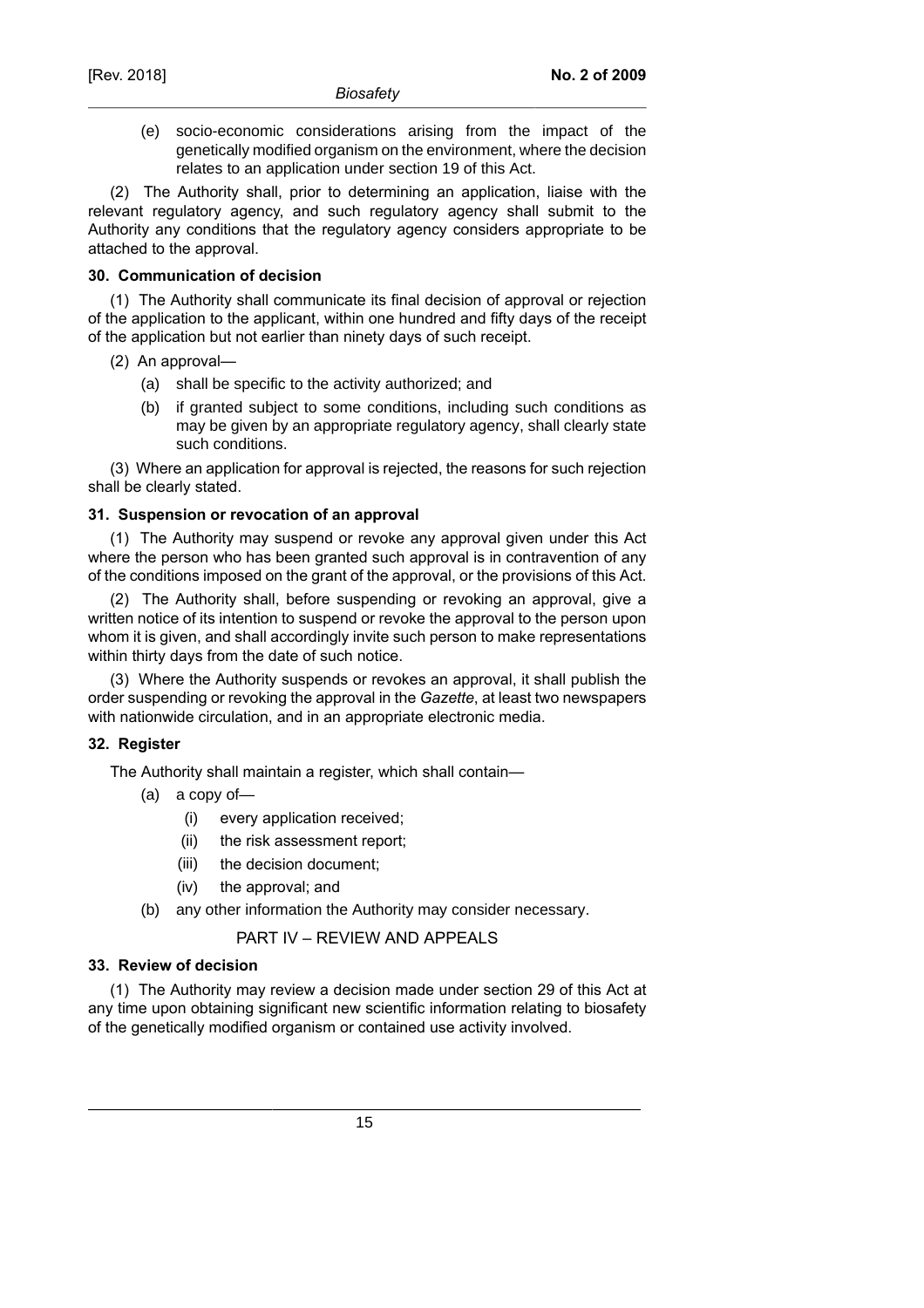(e) socio-economic considerations arising from the impact of the genetically modified organism on the environment, where the decision relates to an application under section 19 of this Act.

(2) The Authority shall, prior to determining an application, liaise with the relevant regulatory agency, and such regulatory agency shall submit to the Authority any conditions that the regulatory agency considers appropriate to be attached to the approval.

**30. Communication of decision**

(1) The Authority shall communicate its final decision of approval or rejection of the application to the applicant, within one hundred and fifty days of the receipt of the application but not earlier than ninety days of such receipt.

(2) An approval—

- (a) shall be specific to the activity authorized; and
- (b) if granted subject to some conditions, including such conditions as may be given by an appropriate regulatory agency, shall clearly state such conditions.

(3) Where an application for approval is rejected, the reasons for such rejection shall be clearly stated.

**31. Suspension or revocation of an approval**

(1) The Authority may suspend or revoke any approval given under this Act where the person who has been granted such approval is in contravention of any of the conditions imposed on the grant of the approval, or the provisions of this Act.

(2) The Authority shall, before suspending or revoking an approval, give a written notice of its intention to suspend or revoke the approval to the person upon whom it is given, and shall accordingly invite such person to make representations within thirty days from the date of such notice.

(3) Where the Authority suspends or revokes an approval, it shall publish the order suspending or revoking the approval in the *Gazette*, at least two newspapers with nationwide circulation, and in an appropriate electronic media.

**32. Register**

The Authority shall maintain a register, which shall contain—

- (a) a copy of—
  - (i) every application received;
  - (ii) the risk assessment report;
  - (iii) the decision document;
  - (iv) the approval; and
- (b) any other information the Authority may consider necessary.

## PART IV – REVIEW AND APPEALS

**33. Review of decision**

(1) The Authority may review a decision made under section 29 of this Act at any time upon obtaining significant new scientific information relating to biosafety of the genetically modified organism or contained use activity involved.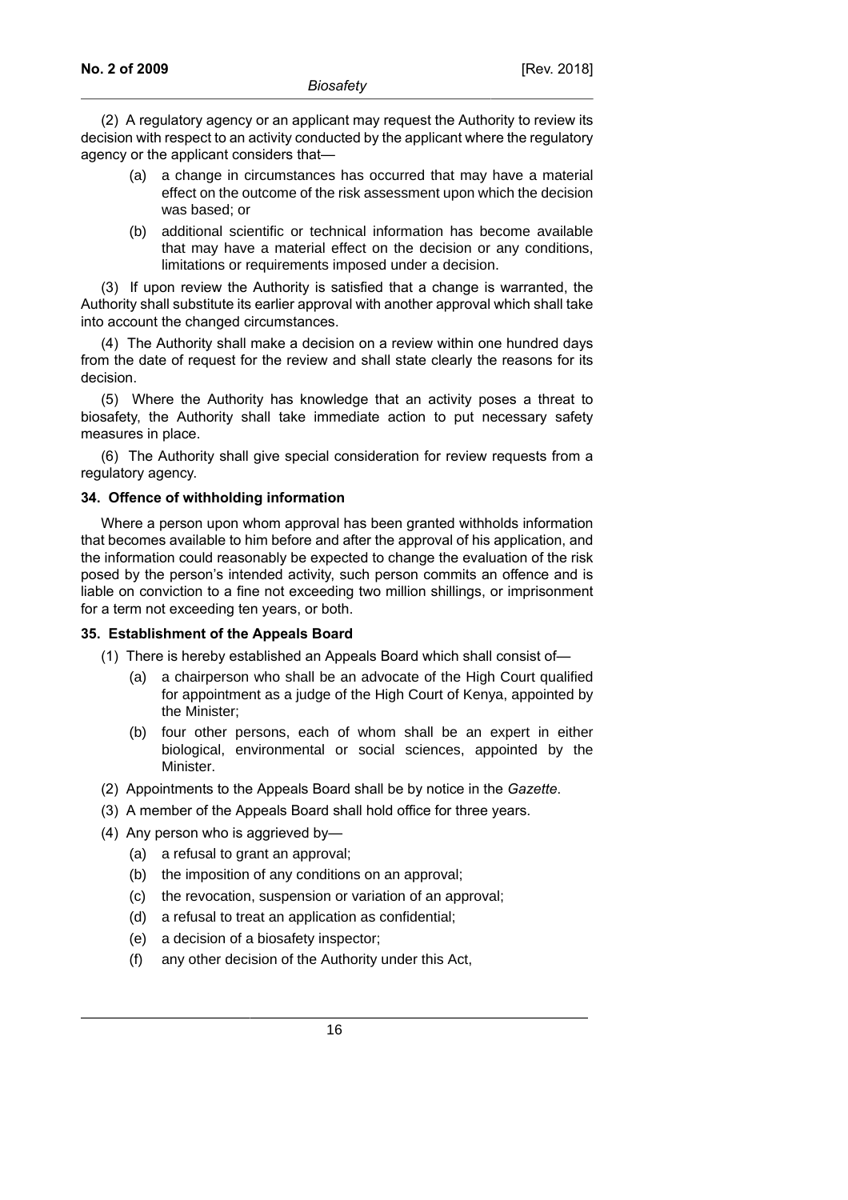(2) A regulatory agency or an applicant may request the Authority to review its decision with respect to an activity conducted by the applicant where the regulatory agency or the applicant considers that—

(a) a change in circumstances has occurred that may have a material effect on the outcome of the risk assessment upon which the decision was based; or

(b) additional scientific or technical information has become available that may have a material effect on the decision or any conditions, limitations or requirements imposed under a decision.

(3) If upon review the Authority is satisfied that a change is warranted, the Authority shall substitute its earlier approval with another approval which shall take into account the changed circumstances.

(4) The Authority shall make a decision on a review within one hundred days from the date of request for the review and shall state clearly the reasons for its decision.

(5) Where the Authority has knowledge that an activity poses a threat to biosafety, the Authority shall take immediate action to put necessary safety measures in place.

(6) The Authority shall give special consideration for review requests from a regulatory agency.

**34. Offence of withholding information**

Where a person upon whom approval has been granted withholds information that becomes available to him before and after the approval of his application, and the information could reasonably be expected to change the evaluation of the risk posed by the person's intended activity, such person commits an offence and is liable on conviction to a fine not exceeding two million shillings, or imprisonment for a term not exceeding ten years, or both.

**35. Establishment of the Appeals Board**

(1) There is hereby established an Appeals Board which shall consist of—

(a) a chairperson who shall be an advocate of the High Court qualified for appointment as a judge of the High Court of Kenya, appointed by the Minister;

(b) four other persons, each of whom shall be an expert in either biological, environmental or social sciences, appointed by the Minister.

(2) Appointments to the Appeals Board shall be by notice in the *Gazette*.

(3) A member of the Appeals Board shall hold office for three years.

(4) Any person who is aggrieved by—

(a) a refusal to grant an approval;

(b) the imposition of any conditions on an approval;

(c) the revocation, suspension or variation of an approval;

(d) a refusal to treat an application as confidential;

(e) a decision of a biosafety inspector;

(f) any other decision of the Authority under this Act,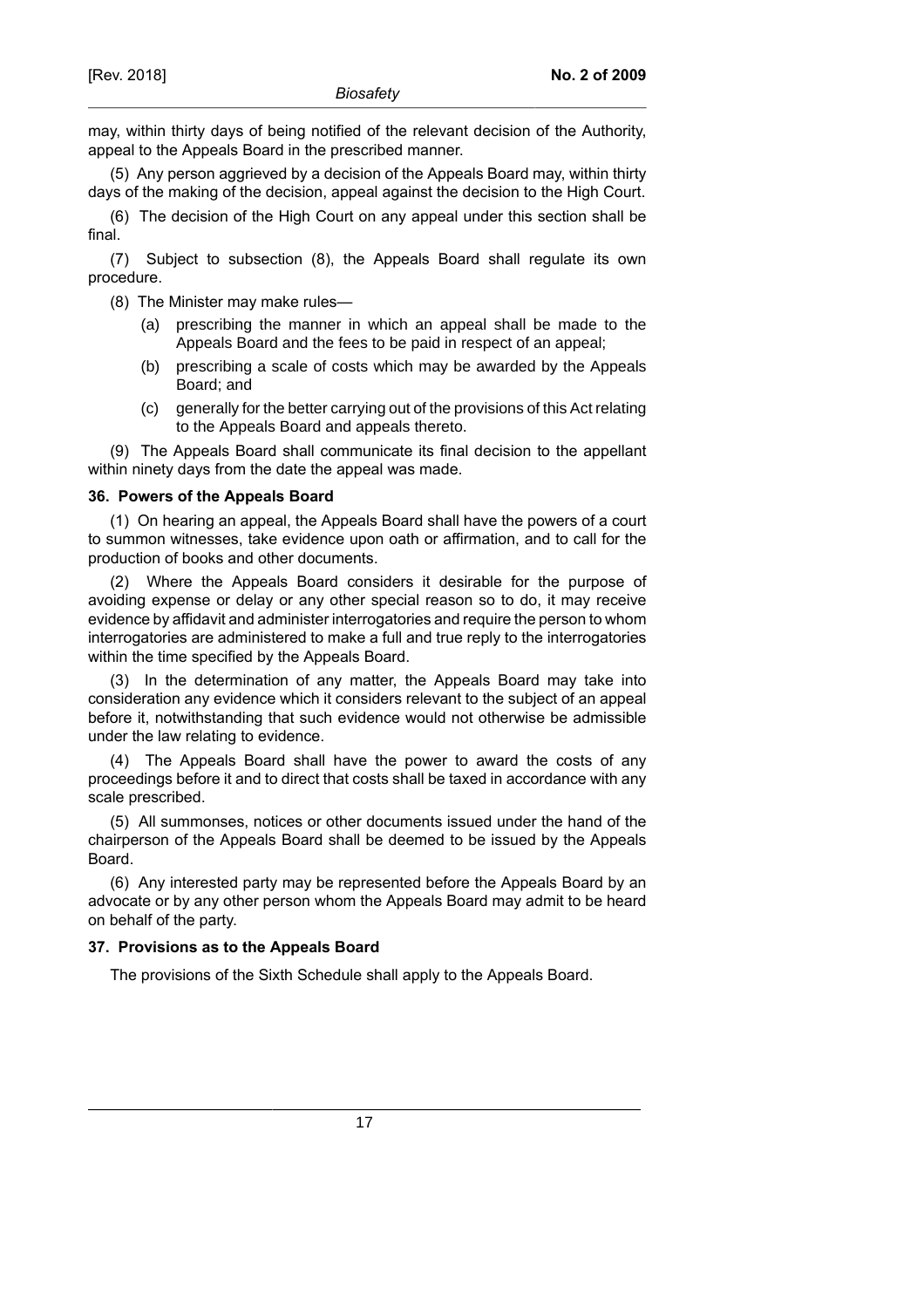may, within thirty days of being notified of the relevant decision of the Authority, appeal to the Appeals Board in the prescribed manner.

(5) Any person aggrieved by a decision of the Appeals Board may, within thirty days of the making of the decision, appeal against the decision to the High Court.

(6) The decision of the High Court on any appeal under this section shall be final.

(7) Subject to subsection (8), the Appeals Board shall regulate its own procedure.

(8) The Minister may make rules—

- (a) prescribing the manner in which an appeal shall be made to the Appeals Board and the fees to be paid in respect of an appeal;
- (b) prescribing a scale of costs which may be awarded by the Appeals Board; and
- (c) generally for the better carrying out of the provisions of this Act relating to the Appeals Board and appeals thereto.

(9) The Appeals Board shall communicate its final decision to the appellant within ninety days from the date the appeal was made.

**36. Powers of the Appeals Board**

(1) On hearing an appeal, the Appeals Board shall have the powers of a court to summon witnesses, take evidence upon oath or affirmation, and to call for the production of books and other documents.

(2) Where the Appeals Board considers it desirable for the purpose of avoiding expense or delay or any other special reason so to do, it may receive evidence by affidavit and administer interrogatories and require the person to whom interrogatories are administered to make a full and true reply to the interrogatories within the time specified by the Appeals Board.

(3) In the determination of any matter, the Appeals Board may take into consideration any evidence which it considers relevant to the subject of an appeal before it, notwithstanding that such evidence would not otherwise be admissible under the law relating to evidence.

(4) The Appeals Board shall have the power to award the costs of any proceedings before it and to direct that costs shall be taxed in accordance with any scale prescribed.

(5) All summonses, notices or other documents issued under the hand of the chairperson of the Appeals Board shall be deemed to be issued by the Appeals Board.

(6) Any interested party may be represented before the Appeals Board by an advocate or by any other person whom the Appeals Board may admit to be heard on behalf of the party.

**37. Provisions as to the Appeals Board**

The provisions of the Sixth Schedule shall apply to the Appeals Board.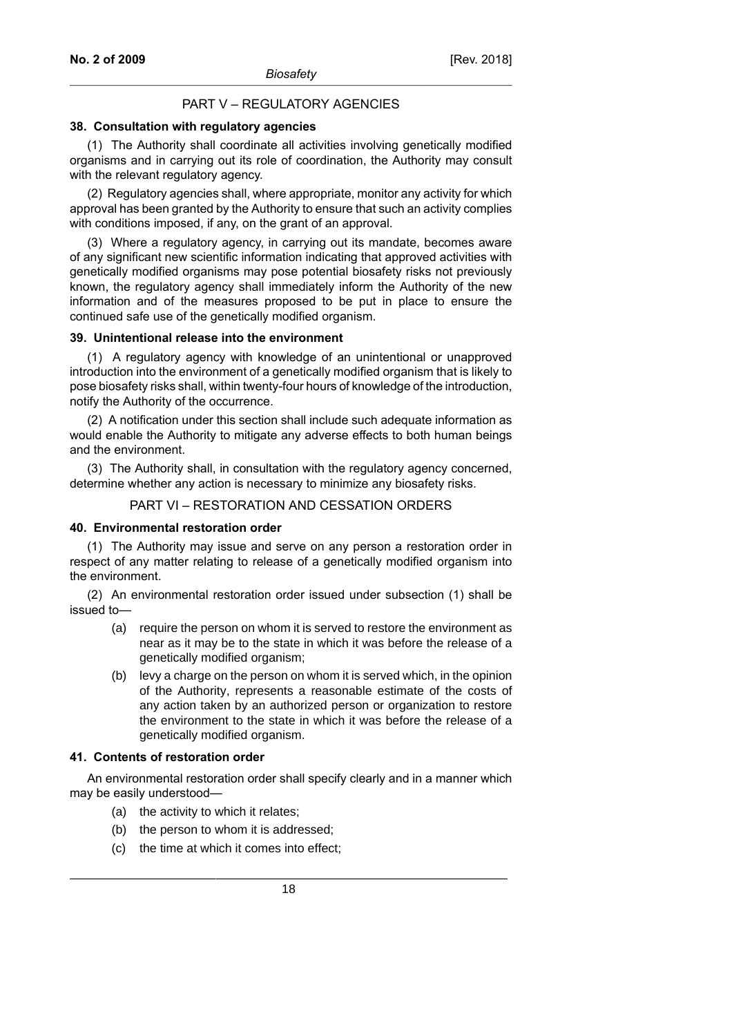## PART V – REGULATORY AGENCIES

### 38. Consultation with regulatory agencies

(1) The Authority shall coordinate all activities involving genetically modified organisms and in carrying out its role of coordination, the Authority may consult with the relevant regulatory agency.

(2) Regulatory agencies shall, where appropriate, monitor any activity for which approval has been granted by the Authority to ensure that such an activity complies with conditions imposed, if any, on the grant of an approval.

(3) Where a regulatory agency, in carrying out its mandate, becomes aware of any significant new scientific information indicating that approved activities with genetically modified organisms may pose potential biosafety risks not previously known, the regulatory agency shall immediately inform the Authority of the new information and of the measures proposed to be put in place to ensure the continued safe use of the genetically modified organism.

### 39. Unintentional release into the environment

(1) A regulatory agency with knowledge of an unintentional or unapproved introduction into the environment of a genetically modified organism that is likely to pose biosafety risks shall, within twenty-four hours of knowledge of the introduction, notify the Authority of the occurrence.

(2) A notification under this section shall include such adequate information as would enable the Authority to mitigate any adverse effects to both human beings and the environment.

(3) The Authority shall, in consultation with the regulatory agency concerned, determine whether any action is necessary to minimize any biosafety risks.

## PART VI – RESTORATION AND CESSATION ORDERS

### 40. Environmental restoration order

(1) The Authority may issue and serve on any person a restoration order in respect of any matter relating to release of a genetically modified organism into the environment.

(2) An environmental restoration order issued under subsection (1) shall be issued to—

- (a) require the person on whom it is served to restore the environment as near as it may be to the state in which it was before the release of a genetically modified organism;
- (b) levy a charge on the person on whom it is served which, in the opinion of the Authority, represents a reasonable estimate of the costs of any action taken by an authorized person or organization to restore the environment to the state in which it was before the release of a genetically modified organism.

### 41. Contents of restoration order

An environmental restoration order shall specify clearly and in a manner which may be easily understood—

- (a) the activity to which it relates;
- (b) the person to whom it is addressed;
- (c) the time at which it comes into effect;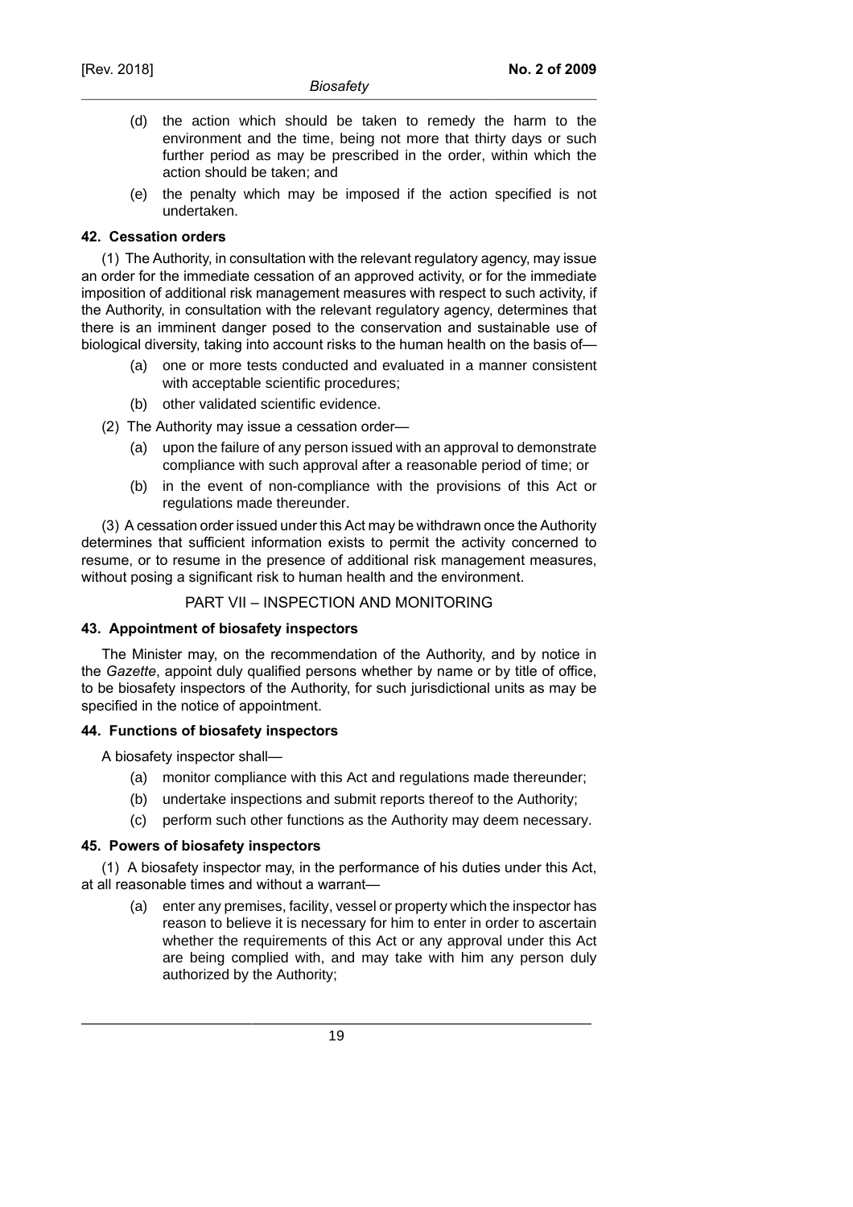(d) the action which should be taken to remedy the harm to the environment and the time, being not more that thirty days or such further period as may be prescribed in the order, within which the action should be taken; and

(e) the penalty which may be imposed if the action specified is not undertaken.

### 42. Cessation orders

(1) The Authority, in consultation with the relevant regulatory agency, may issue an order for the immediate cessation of an approved activity, or for the immediate imposition of additional risk management measures with respect to such activity, if the Authority, in consultation with the relevant regulatory agency, determines that there is an imminent danger posed to the conservation and sustainable use of biological diversity, taking into account risks to the human health on the basis of—

(a) one or more tests conducted and evaluated in a manner consistent with acceptable scientific procedures;

(b) other validated scientific evidence.

(2) The Authority may issue a cessation order—

(a) upon the failure of any person issued with an approval to demonstrate compliance with such approval after a reasonable period of time; or

(b) in the event of non-compliance with the provisions of this Act or regulations made thereunder.

(3) A cessation order issued under this Act may be withdrawn once the Authority determines that sufficient information exists to permit the activity concerned to resume, or to resume in the presence of additional risk management measures, without posing a significant risk to human health and the environment.

## PART VII – INSPECTION AND MONITORING

### 43. Appointment of biosafety inspectors

The Minister may, on the recommendation of the Authority, and by notice in the *Gazette*, appoint duly qualified persons whether by name or by title of office, to be biosafety inspectors of the Authority, for such jurisdictional units as may be specified in the notice of appointment.

### 44. Functions of biosafety inspectors

A biosafety inspector shall—

(a) monitor compliance with this Act and regulations made thereunder;

(b) undertake inspections and submit reports thereof to the Authority;

(c) perform such other functions as the Authority may deem necessary.

### 45. Powers of biosafety inspectors

(1) A biosafety inspector may, in the performance of his duties under this Act, at all reasonable times and without a warrant—

(a) enter any premises, facility, vessel or property which the inspector has reason to believe it is necessary for him to enter in order to ascertain whether the requirements of this Act or any approval under this Act are being complied with, and may take with him any person duly authorized by the Authority;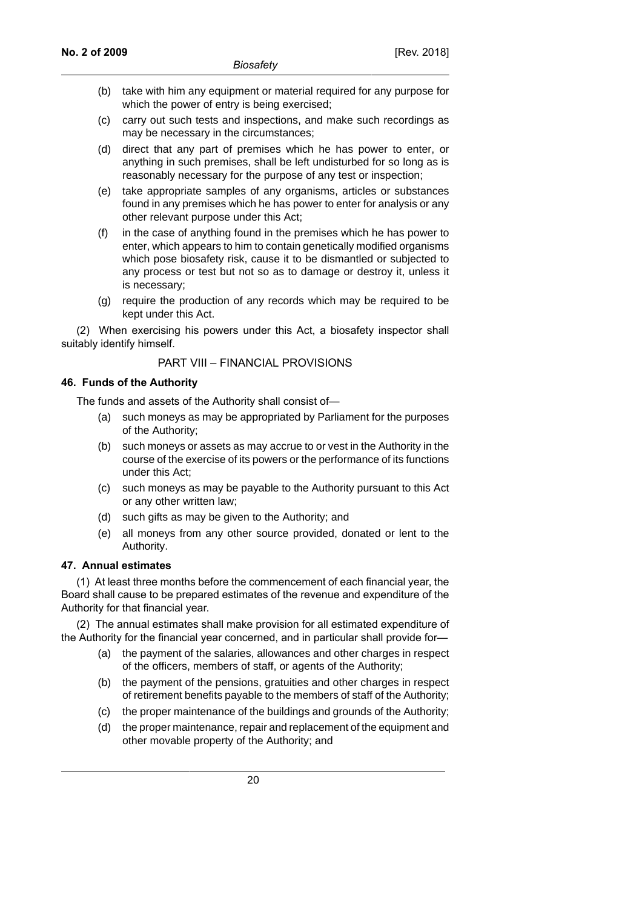(b) take with him any equipment or material required for any purpose for which the power of entry is being exercised;

(c) carry out such tests and inspections, and make such recordings as may be necessary in the circumstances;

(d) direct that any part of premises which he has power to enter, or anything in such premises, shall be left undisturbed for so long as is reasonably necessary for the purpose of any test or inspection;

(e) take appropriate samples of any organisms, articles or substances found in any premises which he has power to enter for analysis or any other relevant purpose under this Act;

(f) in the case of anything found in the premises which he has power to enter, which appears to him to contain genetically modified organisms which pose biosafety risk, cause it to be dismantled or subjected to any process or test but not so as to damage or destroy it, unless it is necessary;

(g) require the production of any records which may be required to be kept under this Act.

(2) When exercising his powers under this Act, a biosafety inspector shall suitably identify himself.

## PART VIII – FINANCIAL PROVISIONS

### 46. Funds of the Authority

The funds and assets of the Authority shall consist of—

(a) such moneys as may be appropriated by Parliament for the purposes of the Authority;

(b) such moneys or assets as may accrue to or vest in the Authority in the course of the exercise of its powers or the performance of its functions under this Act;

(c) such moneys as may be payable to the Authority pursuant to this Act or any other written law;

(d) such gifts as may be given to the Authority; and

(e) all moneys from any other source provided, donated or lent to the Authority.

### 47. Annual estimates

(1) At least three months before the commencement of each financial year, the Board shall cause to be prepared estimates of the revenue and expenditure of the Authority for that financial year.

(2) The annual estimates shall make provision for all estimated expenditure of the Authority for the financial year concerned, and in particular shall provide for—

(a) the payment of the salaries, allowances and other charges in respect of the officers, members of staff, or agents of the Authority;

(b) the payment of the pensions, gratuities and other charges in respect of retirement benefits payable to the members of staff of the Authority;

(c) the proper maintenance of the buildings and grounds of the Authority;

(d) the proper maintenance, repair and replacement of the equipment and other movable property of the Authority; and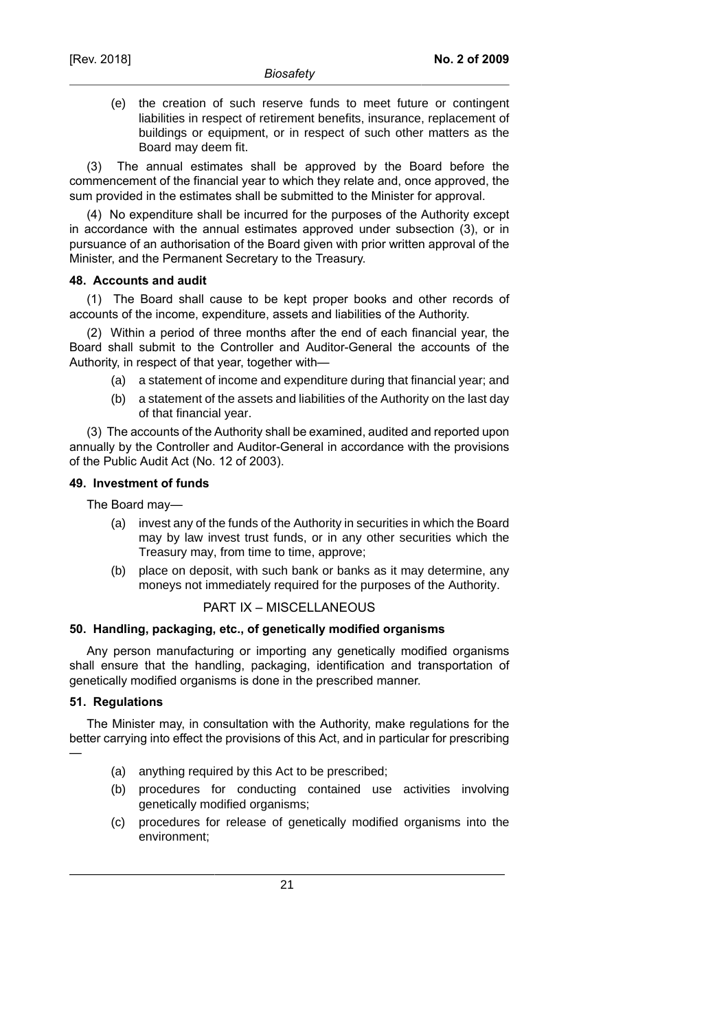(e) the creation of such reserve funds to meet future or contingent liabilities in respect of retirement benefits, insurance, replacement of buildings or equipment, or in respect of such other matters as the Board may deem fit.

(3) The annual estimates shall be approved by the Board before the commencement of the financial year to which they relate and, once approved, the sum provided in the estimates shall be submitted to the Minister for approval.

(4) No expenditure shall be incurred for the purposes of the Authority except in accordance with the annual estimates approved under subsection (3), or in pursuance of an authorisation of the Board given with prior written approval of the Minister, and the Permanent Secretary to the Treasury.

**48. Accounts and audit**

(1) The Board shall cause to be kept proper books and other records of accounts of the income, expenditure, assets and liabilities of the Authority.

(2) Within a period of three months after the end of each financial year, the Board shall submit to the Controller and Auditor-General the accounts of the Authority, in respect of that year, together with—

(a) a statement of income and expenditure during that financial year; and

(b) a statement of the assets and liabilities of the Authority on the last day of that financial year.

(3) The accounts of the Authority shall be examined, audited and reported upon annually by the Controller and Auditor-General in accordance with the provisions of the Public Audit Act (No. 12 of 2003).

**49. Investment of funds**

The Board may—

(a) invest any of the funds of the Authority in securities in which the Board may by law invest trust funds, or in any other securities which the Treasury may, from time to time, approve;

(b) place on deposit, with such bank or banks as it may determine, any moneys not immediately required for the purposes of the Authority.

## PART IX – MISCELLANEOUS

**50. Handling, packaging, etc., of genetically modified organisms**

Any person manufacturing or importing any genetically modified organisms shall ensure that the handling, packaging, identification and transportation of genetically modified organisms is done in the prescribed manner.

**51. Regulations**

The Minister may, in consultation with the Authority, make regulations for the better carrying into effect the provisions of this Act, and in particular for prescribing —

(a) anything required by this Act to be prescribed;

(b) procedures for conducting contained use activities involving genetically modified organisms;

(c) procedures for release of genetically modified organisms into the environment;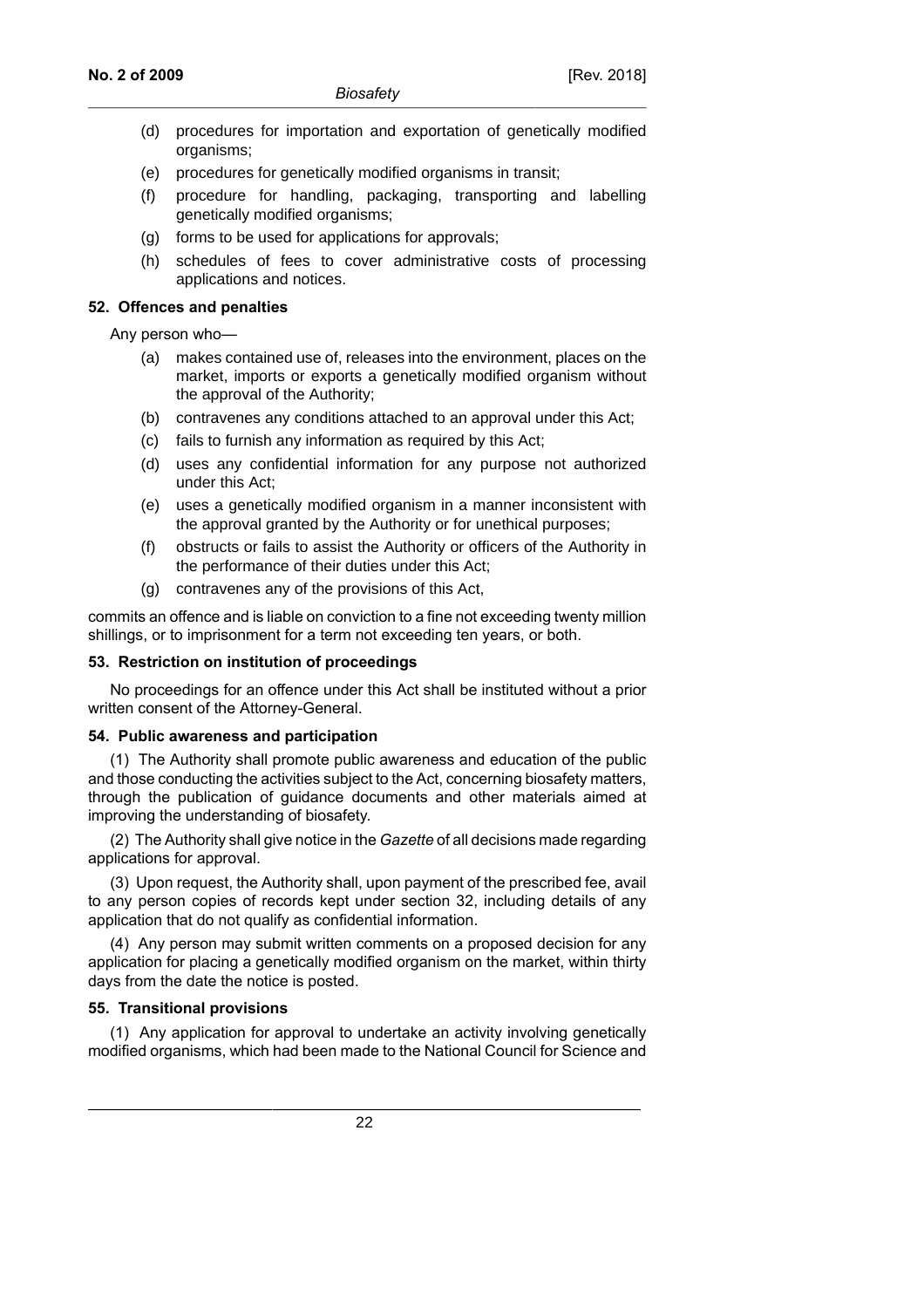(d) procedures for importation and exportation of genetically modified organisms;

(e) procedures for genetically modified organisms in transit;

(f) procedure for handling, packaging, transporting and labelling genetically modified organisms;

(g) forms to be used for applications for approvals;

(h) schedules of fees to cover administrative costs of processing applications and notices.

**52. Offences and penalties**

Any person who—

(a) makes contained use of, releases into the environment, places on the market, imports or exports a genetically modified organism without the approval of the Authority;

(b) contravenes any conditions attached to an approval under this Act;

(c) fails to furnish any information as required by this Act;

(d) uses any confidential information for any purpose not authorized under this Act;

(e) uses a genetically modified organism in a manner inconsistent with the approval granted by the Authority or for unethical purposes;

(f) obstructs or fails to assist the Authority or officers of the Authority in the performance of their duties under this Act;

(g) contravenes any of the provisions of this Act,

commits an offence and is liable on conviction to a fine not exceeding twenty million shillings, or to imprisonment for a term not exceeding ten years, or both.

**53. Restriction on institution of proceedings**

No proceedings for an offence under this Act shall be instituted without a prior written consent of the Attorney-General.

**54. Public awareness and participation**

(1) The Authority shall promote public awareness and education of the public and those conducting the activities subject to the Act, concerning biosafety matters, through the publication of guidance documents and other materials aimed at improving the understanding of biosafety.

(2) The Authority shall give notice in the *Gazette* of all decisions made regarding applications for approval.

(3) Upon request, the Authority shall, upon payment of the prescribed fee, avail to any person copies of records kept under section 32, including details of any application that do not qualify as confidential information.

(4) Any person may submit written comments on a proposed decision for any application for placing a genetically modified organism on the market, within thirty days from the date the notice is posted.

**55. Transitional provisions**

(1) Any application for approval to undertake an activity involving genetically modified organisms, which had been made to the National Council for Science and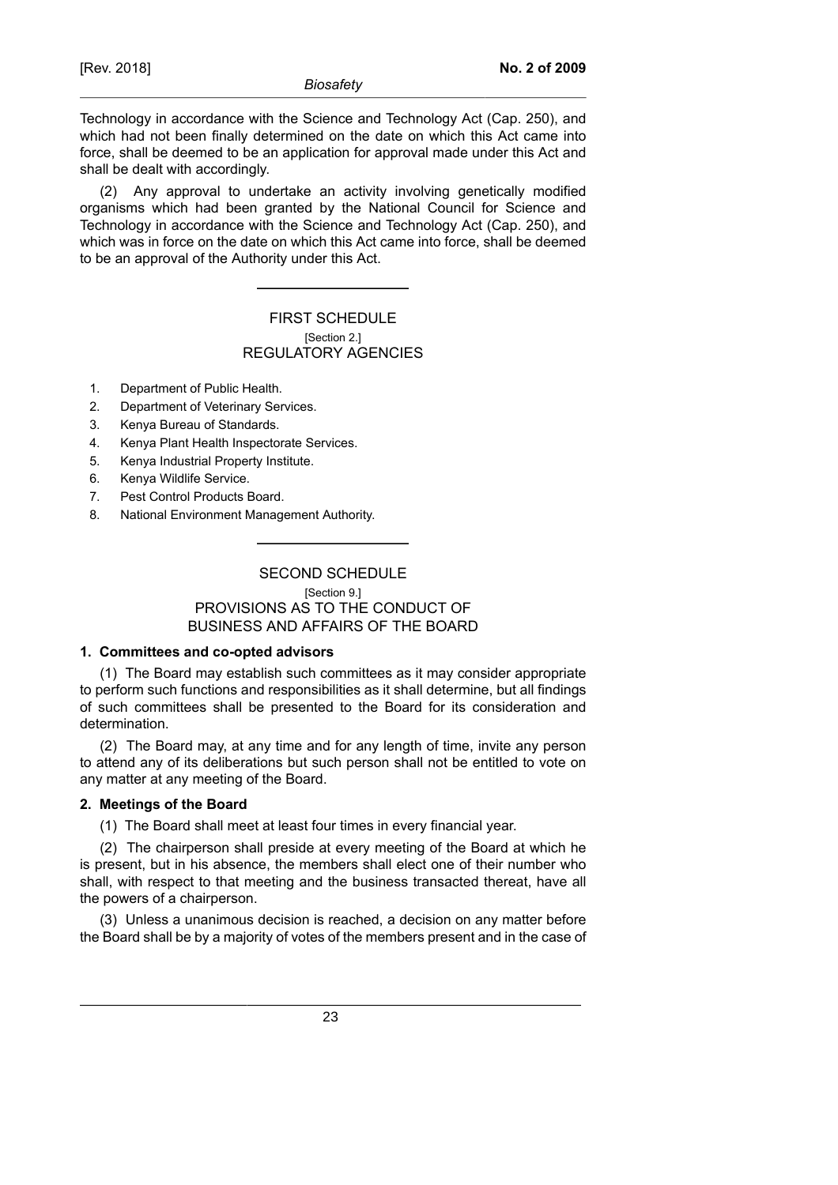Technology in accordance with the Science and Technology Act (Cap. 250), and which had not been finally determined on the date on which this Act came into force, shall be deemed to be an application for approval made under this Act and shall be dealt with accordingly.

(2) Any approval to undertake an activity involving genetically modified organisms which had been granted by the National Council for Science and Technology in accordance with the Science and Technology Act (Cap. 250), and which was in force on the date on which this Act came into force, shall be deemed to be an approval of the Authority under this Act.

---

## FIRST SCHEDULE

[Section 2.]

## REGULATORY AGENCIES

1. Department of Public Health.
2. Department of Veterinary Services.
3. Kenya Bureau of Standards.
4. Kenya Plant Health Inspectorate Services.
5. Kenya Industrial Property Institute.
6. Kenya Wildlife Service.
7. Pest Control Products Board.
8. National Environment Management Authority.

---

## SECOND SCHEDULE

[Section 9.]

## PROVISIONS AS TO THE CONDUCT OF BUSINESS AND AFFAIRS OF THE BOARD

**1. Committees and co-opted advisors**

(1) The Board may establish such committees as it may consider appropriate to perform such functions and responsibilities as it shall determine, but all findings of such committees shall be presented to the Board for its consideration and determination.

(2) The Board may, at any time and for any length of time, invite any person to attend any of its deliberations but such person shall not be entitled to vote on any matter at any meeting of the Board.

**2. Meetings of the Board**

(1) The Board shall meet at least four times in every financial year.

(2) The chairperson shall preside at every meeting of the Board at which he is present, but in his absence, the members shall elect one of their number who shall, with respect to that meeting and the business transacted thereat, have all the powers of a chairperson.

(3) Unless a unanimous decision is reached, a decision on any matter before the Board shall be by a majority of votes of the members present and in the case of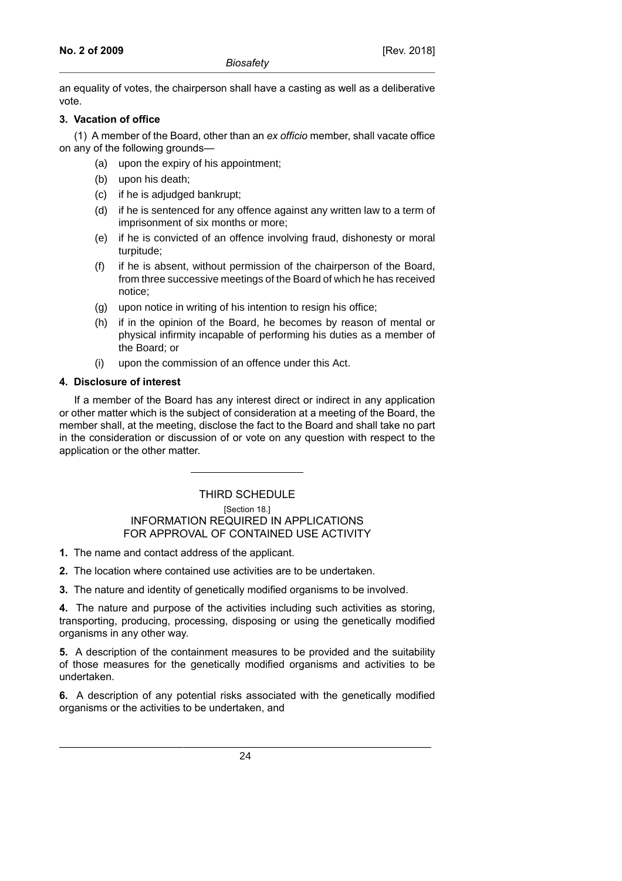an equality of votes, the chairperson shall have a casting as well as a deliberative vote.

**3. Vacation of office**

(1) A member of the Board, other than an *ex officio* member, shall vacate office on any of the following grounds—

(a) upon the expiry of his appointment;

(b) upon his death;

(c) if he is adjudged bankrupt;

(d) if he is sentenced for any offence against any written law to a term of imprisonment of six months or more;

(e) if he is convicted of an offence involving fraud, dishonesty or moral turpitude;

(f) if he is absent, without permission of the chairperson of the Board, from three successive meetings of the Board of which he has received notice;

(g) upon notice in writing of his intention to resign his office;

(h) if in the opinion of the Board, he becomes by reason of mental or physical infirmity incapable of performing his duties as a member of the Board; or

(i) upon the commission of an offence under this Act.

**4. Disclosure of interest**

If a member of the Board has any interest direct or indirect in any application or other matter which is the subject of consideration at a meeting of the Board, the member shall, at the meeting, disclose the fact to the Board and shall take no part in the consideration or discussion of or vote on any question with respect to the application or the other matter.

---

## THIRD SCHEDULE

[Section 18.]

## INFORMATION REQUIRED IN APPLICATIONS FOR APPROVAL OF CONTAINED USE ACTIVITY

**1.** The name and contact address of the applicant.

**2.** The location where contained use activities are to be undertaken.

**3.** The nature and identity of genetically modified organisms to be involved.

**4.** The nature and purpose of the activities including such activities as storing, transporting, producing, processing, disposing or using the genetically modified organisms in any other way.

**5.** A description of the containment measures to be provided and the suitability of those measures for the genetically modified organisms and activities to be undertaken.

**6.** A description of any potential risks associated with the genetically modified organisms or the activities to be undertaken, and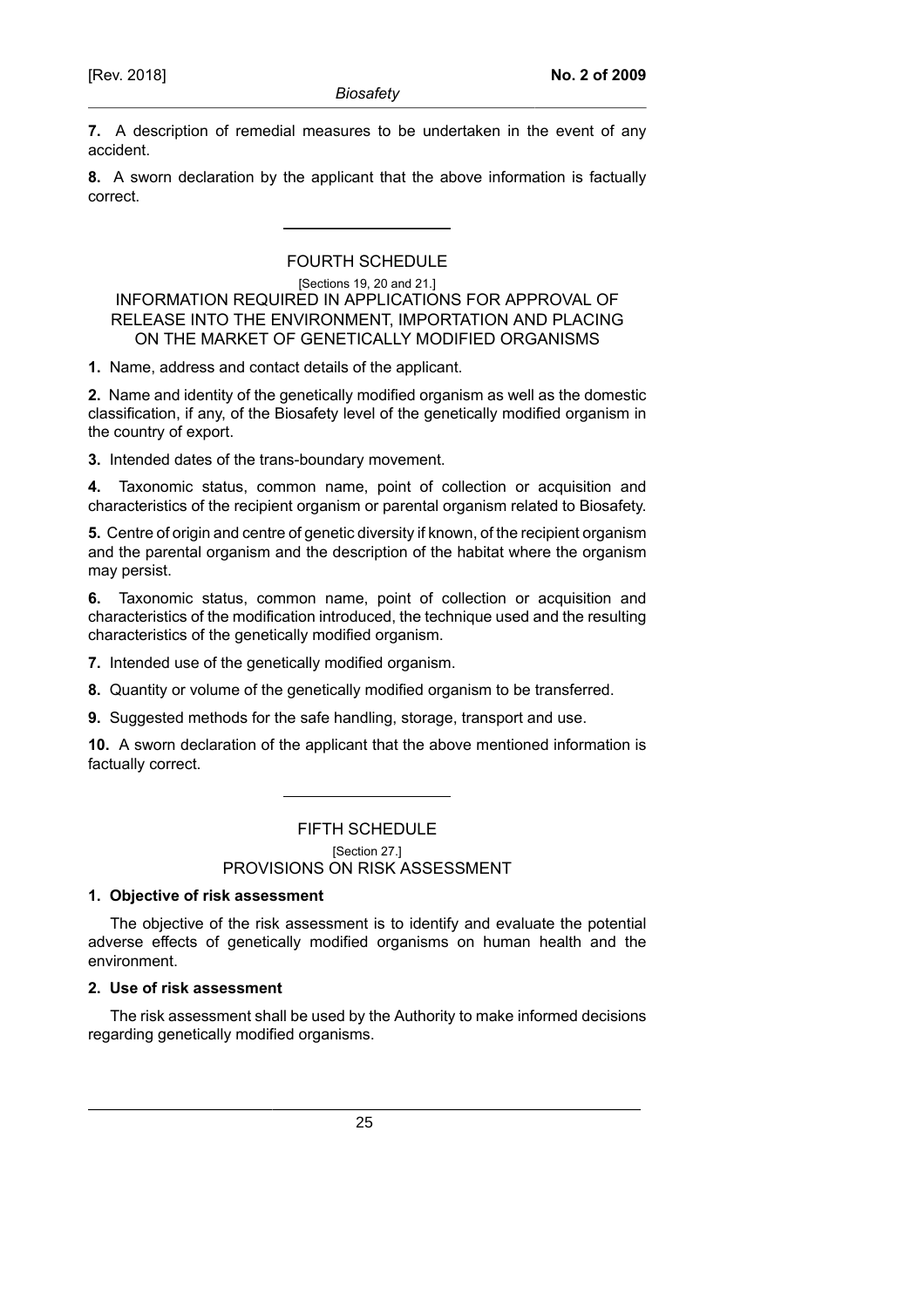**7.** A description of remedial measures to be undertaken in the event of any accident.

**8.** A sworn declaration by the applicant that the above information is factually correct.

---

## FOURTH SCHEDULE

[Sections 19, 20 and 21.]

## INFORMATION REQUIRED IN APPLICATIONS FOR APPROVAL OF RELEASE INTO THE ENVIRONMENT, IMPORTATION AND PLACING ON THE MARKET OF GENETICALLY MODIFIED ORGANISMS

**1.** Name, address and contact details of the applicant.

**2.** Name and identity of the genetically modified organism as well as the domestic classification, if any, of the Biosafety level of the genetically modified organism in the country of export.

**3.** Intended dates of the trans-boundary movement.

**4.** Taxonomic status, common name, point of collection or acquisition and characteristics of the recipient organism or parental organism related to Biosafety.

**5.** Centre of origin and centre of genetic diversity if known, of the recipient organism and the parental organism and the description of the habitat where the organism may persist.

**6.** Taxonomic status, common name, point of collection or acquisition and characteristics of the modification introduced, the technique used and the resulting characteristics of the genetically modified organism.

**7.** Intended use of the genetically modified organism.

**8.** Quantity or volume of the genetically modified organism to be transferred.

**9.** Suggested methods for the safe handling, storage, transport and use.

**10.** A sworn declaration of the applicant that the above mentioned information is factually correct.

---

## FIFTH SCHEDULE

[Section 27.]

## PROVISIONS ON RISK ASSESSMENT

### 1. Objective of risk assessment

The objective of the risk assessment is to identify and evaluate the potential adverse effects of genetically modified organisms on human health and the environment.

### 2. Use of risk assessment

The risk assessment shall be used by the Authority to make informed decisions regarding genetically modified organisms.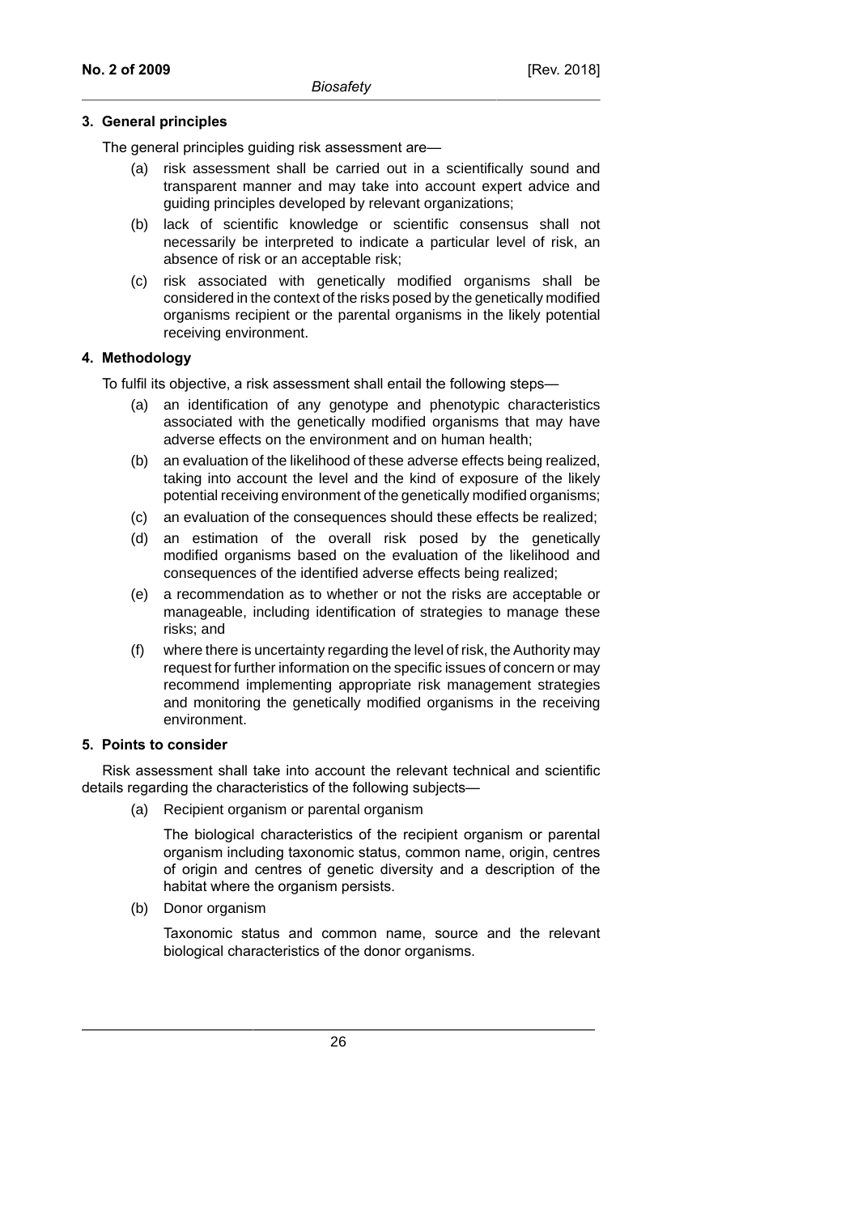**3. General principles**

The general principles guiding risk assessment are—

(a) risk assessment shall be carried out in a scientifically sound and transparent manner and may take into account expert advice and guiding principles developed by relevant organizations;

(b) lack of scientific knowledge or scientific consensus shall not necessarily be interpreted to indicate a particular level of risk, an absence of risk or an acceptable risk;

(c) risk associated with genetically modified organisms shall be considered in the context of the risks posed by the genetically modified organisms recipient or the parental organisms in the likely potential receiving environment.

**4. Methodology**

To fulfil its objective, a risk assessment shall entail the following steps—

(a) an identification of any genotype and phenotypic characteristics associated with the genetically modified organisms that may have adverse effects on the environment and on human health;

(b) an evaluation of the likelihood of these adverse effects being realized, taking into account the level and the kind of exposure of the likely potential receiving environment of the genetically modified organisms;

(c) an evaluation of the consequences should these effects be realized;

(d) an estimation of the overall risk posed by the genetically modified organisms based on the evaluation of the likelihood and consequences of the identified adverse effects being realized;

(e) a recommendation as to whether or not the risks are acceptable or manageable, including identification of strategies to manage these risks; and

(f) where there is uncertainty regarding the level of risk, the Authority may request for further information on the specific issues of concern or may recommend implementing appropriate risk management strategies and monitoring the genetically modified organisms in the receiving environment.

**5. Points to consider**

Risk assessment shall take into account the relevant technical and scientific details regarding the characteristics of the following subjects—

(a) Recipient organism or parental organism

The biological characteristics of the recipient organism or parental organism including taxonomic status, common name, origin, centres of origin and centres of genetic diversity and a description of the habitat where the organism persists.

(b) Donor organism

Taxonomic status and common name, source and the relevant biological characteristics of the donor organisms.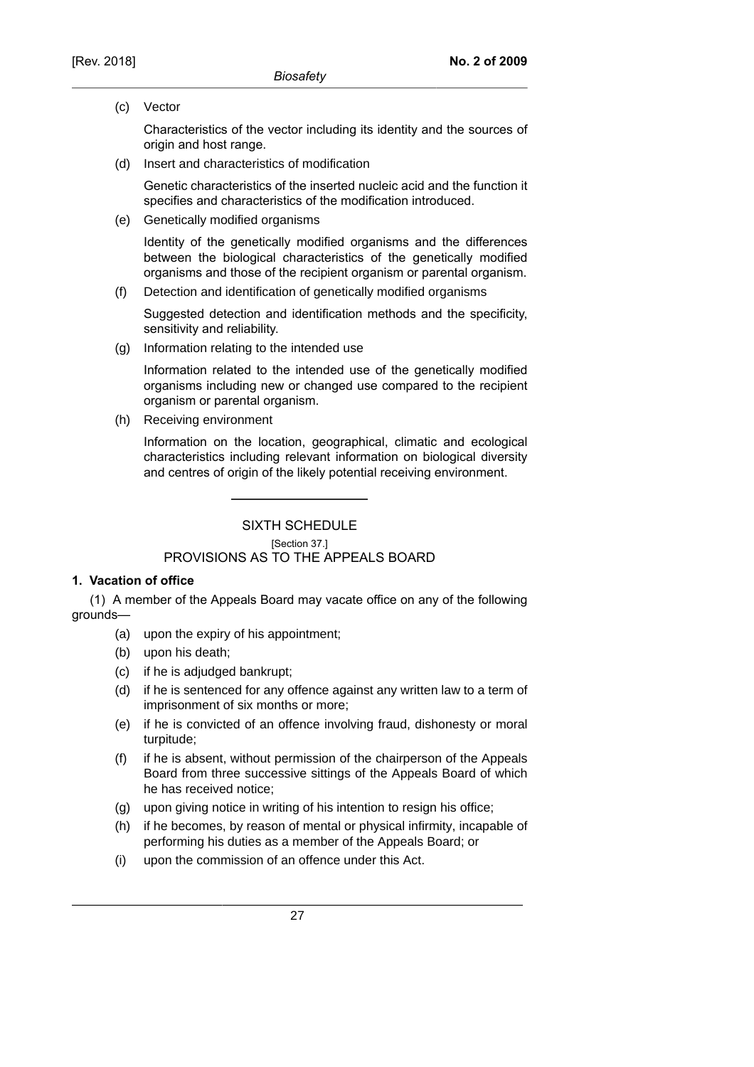(c) Vector

Characteristics of the vector including its identity and the sources of origin and host range.

(d) Insert and characteristics of modification

Genetic characteristics of the inserted nucleic acid and the function it specifies and characteristics of the modification introduced.

(e) Genetically modified organisms

Identity of the genetically modified organisms and the differences between the biological characteristics of the genetically modified organisms and those of the recipient organism or parental organism.

(f) Detection and identification of genetically modified organisms

Suggested detection and identification methods and the specificity, sensitivity and reliability.

(g) Information relating to the intended use

Information related to the intended use of the genetically modified organisms including new or changed use compared to the recipient organism or parental organism.

(h) Receiving environment

Information on the location, geographical, climatic and ecological characteristics including relevant information on biological diversity and centres of origin of the likely potential receiving environment.

---

## SIXTH SCHEDULE

[Section 37.]

## PROVISIONS AS TO THE APPEALS BOARD

**1. Vacation of office**

(1) A member of the Appeals Board may vacate office on any of the following grounds—

(a) upon the expiry of his appointment;

(b) upon his death;

(c) if he is adjudged bankrupt;

(d) if he is sentenced for any offence against any written law to a term of imprisonment of six months or more;

(e) if he is convicted of an offence involving fraud, dishonesty or moral turpitude;

(f) if he is absent, without permission of the chairperson of the Appeals Board from three successive sittings of the Appeals Board of which he has received notice;

(g) upon giving notice in writing of his intention to resign his office;

(h) if he becomes, by reason of mental or physical infirmity, incapable of performing his duties as a member of the Appeals Board; or

(i) upon the commission of an offence under this Act.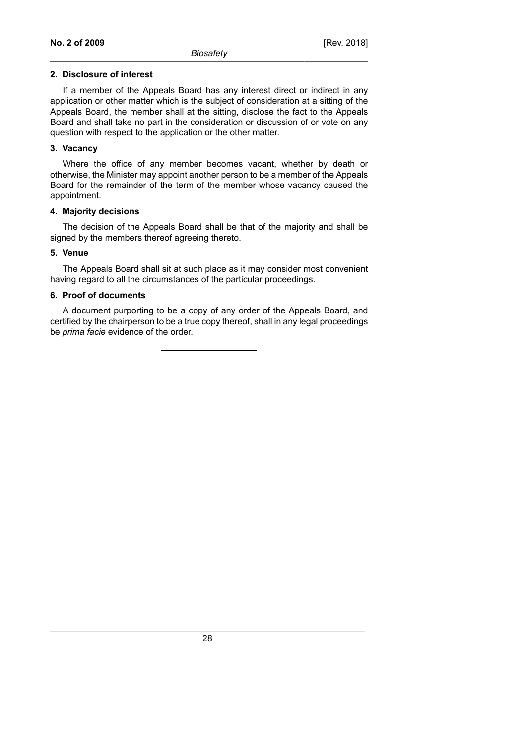**2. Disclosure of interest**

If a member of the Appeals Board has any interest direct or indirect in any application or other matter which is the subject of consideration at a sitting of the Appeals Board, the member shall at the sitting, disclose the fact to the Appeals Board and shall take no part in the consideration or discussion of or vote on any question with respect to the application or the other matter.

**3. Vacancy**

Where the office of any member becomes vacant, whether by death or otherwise, the Minister may appoint another person to be a member of the Appeals Board for the remainder of the term of the member whose vacancy caused the appointment.

**4. Majority decisions**

The decision of the Appeals Board shall be that of the majority and shall be signed by the members thereof agreeing thereto.

**5. Venue**

The Appeals Board shall sit at such place as it may consider most convenient having regard to all the circumstances of the particular proceedings.

**6. Proof of documents**

A document purporting to be a copy of any order of the Appeals Board, and certified by the chairperson to be a true copy thereof, shall in any legal proceedings be *prima facie* evidence of the order.